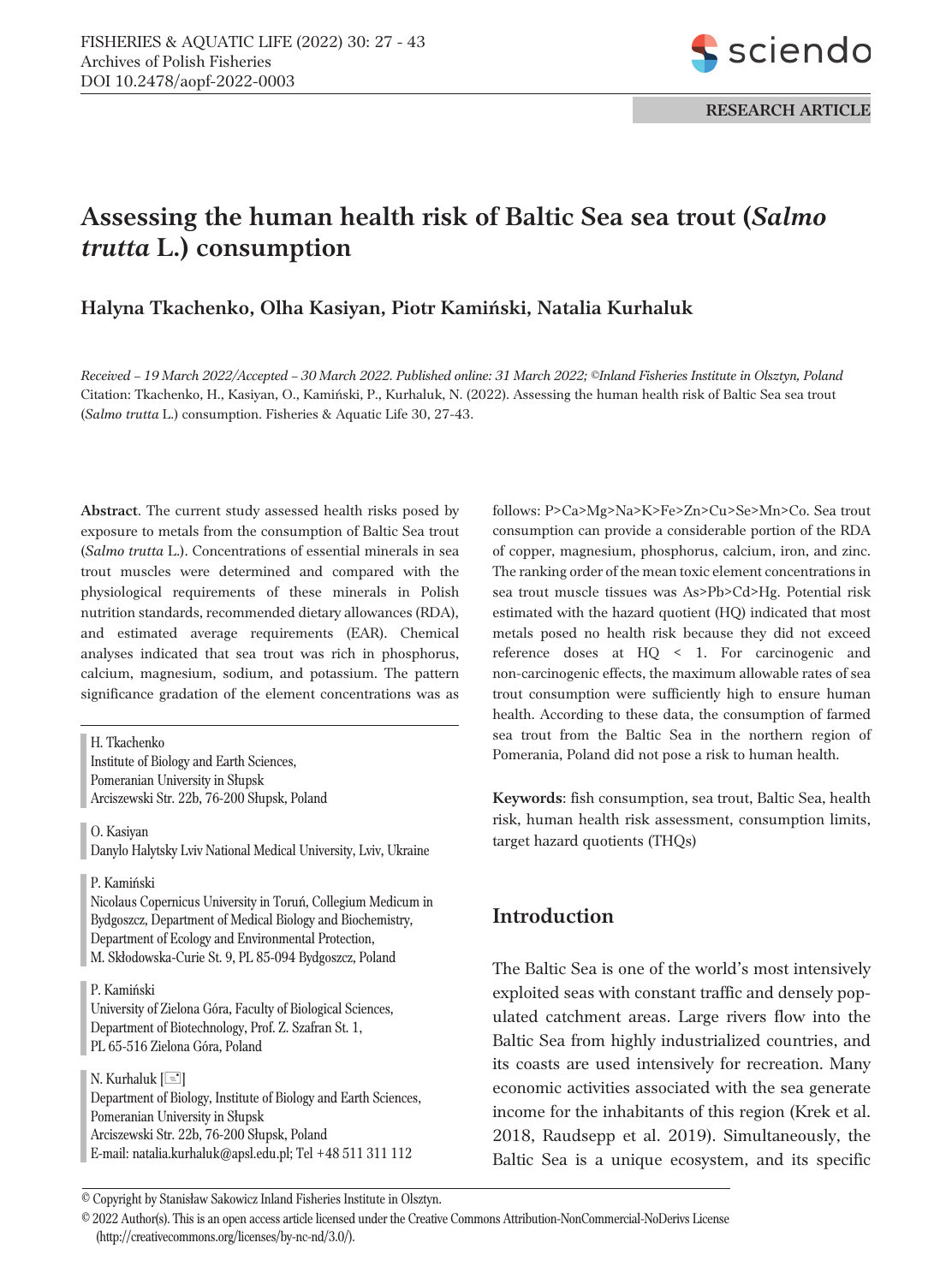# Assessing the human health risk of Baltic Sea sea trout (*Salmo trutta* L.) consumption

**Halyna Tkachenko, Olha Kasiyan, Piotr Kamiński, Natalia Kurhaluk**

*Received – 19 March 2022/Accepted – 30 March 2022. Published online: 31 March 2022; ©Inland Fisheries Institute in Olsztyn, Poland*
Citation: Tkachenko, H., Kasiyan, O., Kamiński, P., Kurhaluk, N. (2022). Assessing the human health risk of Baltic Sea sea trout (*Salmo trutta* L.) consumption. Fisheries & Aquatic Life 30, 27-43.

**Abstract**. The current study assessed health risks posed by exposure to metals from the consumption of Baltic Sea trout (*Salmo trutta* L.). Concentrations of essential minerals in sea trout muscles were determined and compared with the physiological requirements of these minerals in Polish nutrition standards, recommended dietary allowances (RDA), and estimated average requirements (EAR). Chemical analyses indicated that sea trout was rich in phosphorus, calcium, magnesium, sodium, and potassium. The pattern significance gradation of the element concentrations was as follows: P>Ca>Mg>Na>K>Fe>Zn>Cu>Se>Mn>Co. Sea trout consumption can provide a considerable portion of the RDA of copper, magnesium, phosphorus, calcium, iron, and zinc. The ranking order of the mean toxic element concentrations in sea trout muscle tissues was As>Pb>Cd>Hg. Potential risk estimated with the hazard quotient (HQ) indicated that most metals posed no health risk because they did not exceed reference doses at HQ < 1. For carcinogenic and non-carcinogenic effects, the maximum allowable rates of sea trout consumption were sufficiently high to ensure human health. According to these data, the consumption of farmed sea trout from the Baltic Sea in the northern region of Pomerania, Poland did not pose a risk to human health.

**Keywords**: fish consumption, sea trout, Baltic Sea, health risk, human health risk assessment, consumption limits, target hazard quotients (THQs)

H. Tkachenko
Institute of Biology and Earth Sciences,
Pomeranian University in Słupsk
Arciszewski Str. 22b, 76-200 Słupsk, Poland

O. Kasiyan
Danylo Halytsky Lviv National Medical University, Lviv, Ukraine

P. Kamiński
Nicolaus Copernicus University in Toruń, Collegium Medicum in Bydgoszcz, Department of Medical Biology and Biochemistry, Department of Ecology and Environmental Protection,
M. Skłodowska-Curie St. 9, PL 85-094 Bydgoszcz, Poland

P. Kamiński
University of Zielona Góra, Faculty of Biological Sciences, Department of Biotechnology, Prof. Z. Szafran St. 1,
PL 65-516 Zielona Góra, Poland

N. Kurhaluk [✉]
Department of Biology, Institute of Biology and Earth Sciences,
Pomeranian University in Słupsk
Arciszewski Str. 22b, 76-200 Słupsk, Poland
E-mail: natalia.kurhaluk@apsl.edu.pl; Tel +48 511 311 112

## Introduction

The Baltic Sea is one of the world's most intensively exploited seas with constant traffic and densely populated catchment areas. Large rivers flow into the Baltic Sea from highly industrialized countries, and its coasts are used intensively for recreation. Many economic activities associated with the sea generate income for the inhabitants of this region (Krek et al. 2018, Raudsepp et al. 2019). Simultaneously, the Baltic Sea is a unique ecosystem, and its specific

© Copyright by Stanisław Sakowicz Inland Fisheries Institute in Olsztyn.
© 2022 Author(s). This is an open access article licensed under the Creative Commons Attribution-NonCommercial-NoDerivs License (http://creativecommons.org/licenses/by-nc-nd/3.0/).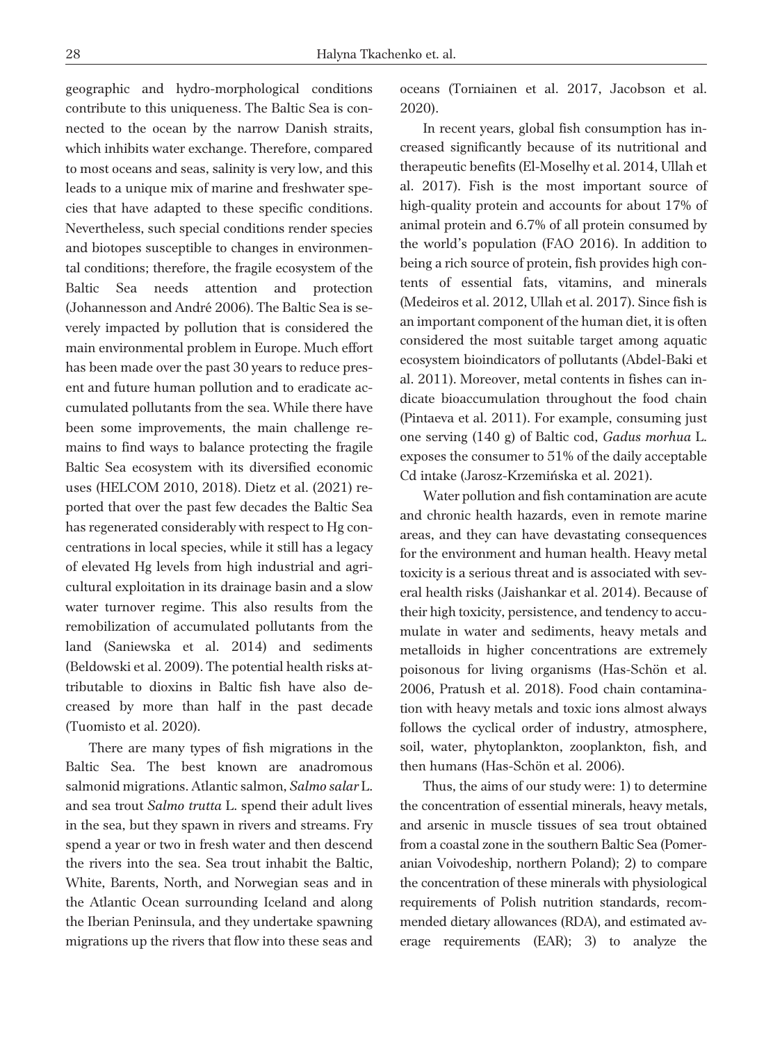geographic and hydro-morphological conditions contribute to this uniqueness. The Baltic Sea is connected to the ocean by the narrow Danish straits, which inhibits water exchange. Therefore, compared to most oceans and seas, salinity is very low, and this leads to a unique mix of marine and freshwater species that have adapted to these specific conditions. Nevertheless, such special conditions render species and biotopes susceptible to changes in environmental conditions; therefore, the fragile ecosystem of the Baltic Sea needs attention and protection (Johannesson and André 2006). The Baltic Sea is severely impacted by pollution that is considered the main environmental problem in Europe. Much effort has been made over the past 30 years to reduce present and future human pollution and to eradicate accumulated pollutants from the sea. While there have been some improvements, the main challenge remains to find ways to balance protecting the fragile Baltic Sea ecosystem with its diversified economic uses (HELCOM 2010, 2018). Dietz et al. (2021) reported that over the past few decades the Baltic Sea has regenerated considerably with respect to Hg concentrations in local species, while it still has a legacy of elevated Hg levels from high industrial and agricultural exploitation in its drainage basin and a slow water turnover regime. This also results from the remobilization of accumulated pollutants from the land (Saniewska et al. 2014) and sediments (Beldowski et al. 2009). The potential health risks attributable to dioxins in Baltic fish have also decreased by more than half in the past decade (Tuomisto et al. 2020).

There are many types of fish migrations in the Baltic Sea. The best known are anadromous salmonid migrations. Atlantic salmon, *Salmo salar* L. and sea trout *Salmo trutta* L. spend their adult lives in the sea, but they spawn in rivers and streams. Fry spend a year or two in fresh water and then descend the rivers into the sea. Sea trout inhabit the Baltic, White, Barents, North, and Norwegian seas and in the Atlantic Ocean surrounding Iceland and along the Iberian Peninsula, and they undertake spawning migrations up the rivers that flow into these seas and oceans (Torniainen et al. 2017, Jacobson et al. 2020).

In recent years, global fish consumption has increased significantly because of its nutritional and therapeutic benefits (El-Moselhy et al. 2014, Ullah et al. 2017). Fish is the most important source of high-quality protein and accounts for about 17% of animal protein and 6.7% of all protein consumed by the world's population (FAO 2016). In addition to being a rich source of protein, fish provides high contents of essential fats, vitamins, and minerals (Medeiros et al. 2012, Ullah et al. 2017). Since fish is an important component of the human diet, it is often considered the most suitable target among aquatic ecosystem bioindicators of pollutants (Abdel-Baki et al. 2011). Moreover, metal contents in fishes can indicate bioaccumulation throughout the food chain (Pintaeva et al. 2011). For example, consuming just one serving (140 g) of Baltic cod, *Gadus morhua* L. exposes the consumer to 51% of the daily acceptable Cd intake (Jarosz-Krzemińska et al. 2021).

Water pollution and fish contamination are acute and chronic health hazards, even in remote marine areas, and they can have devastating consequences for the environment and human health. Heavy metal toxicity is a serious threat and is associated with several health risks (Jaishankar et al. 2014). Because of their high toxicity, persistence, and tendency to accumulate in water and sediments, heavy metals and metalloids in higher concentrations are extremely poisonous for living organisms (Has-Schön et al. 2006, Pratush et al. 2018). Food chain contamination with heavy metals and toxic ions almost always follows the cyclical order of industry, atmosphere, soil, water, phytoplankton, zooplankton, fish, and then humans (Has-Schön et al. 2006).

Thus, the aims of our study were: 1) to determine the concentration of essential minerals, heavy metals, and arsenic in muscle tissues of sea trout obtained from a coastal zone in the southern Baltic Sea (Pomeranian Voivodeship, northern Poland); 2) to compare the concentration of these minerals with physiological requirements of Polish nutrition standards, recommended dietary allowances (RDA), and estimated average requirements (EAR); 3) to analyze the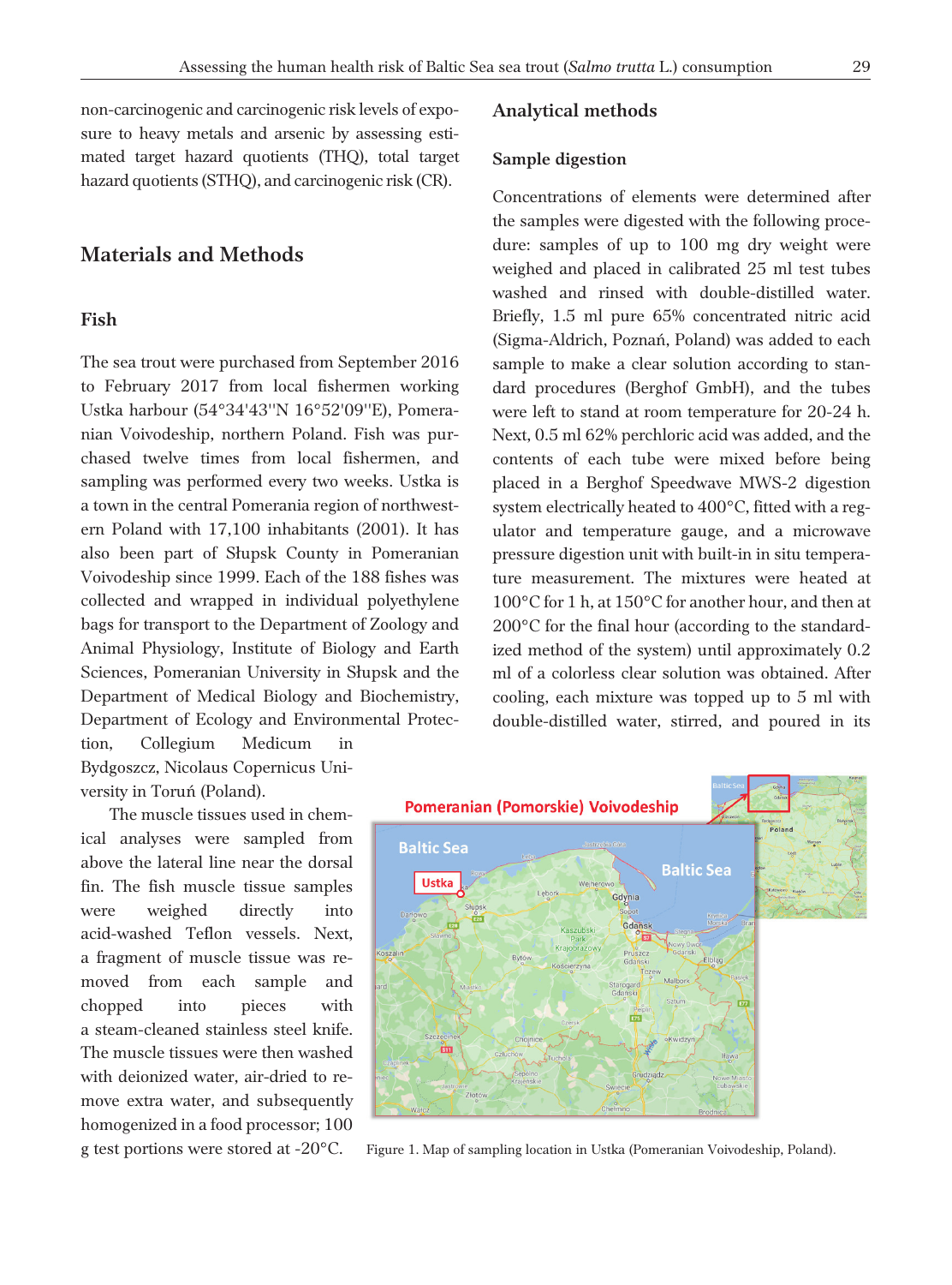non-carcinogenic and carcinogenic risk levels of exposure to heavy metals and arsenic by assessing estimated target hazard quotients (THQ), total target hazard quotients (STHQ), and carcinogenic risk (CR).

## Materials and Methods

### Fish

The sea trout were purchased from September 2016 to February 2017 from local fishermen working Ustka harbour (54°34'43''N 16°52'09''E), Pomeranian Voivodeship, northern Poland. Fish was purchased twelve times from local fishermen, and sampling was performed every two weeks. Ustka is a town in the central Pomerania region of northwestern Poland with 17,100 inhabitants (2001). It has also been part of Słupsk County in Pomeranian Voivodeship since 1999. Each of the 188 fishes was collected and wrapped in individual polyethylene bags for transport to the Department of Zoology and Animal Physiology, Institute of Biology and Earth Sciences, Pomeranian University in Słupsk and the Department of Medical Biology and Biochemistry, Department of Ecology and Environmental Protection, Collegium Medicum in Bydgoszcz, Nicolaus Copernicus University in Toruń (Poland).

The muscle tissues used in chemical analyses were sampled from above the lateral line near the dorsal fin. The fish muscle tissue samples were weighed directly into acid-washed Teflon vessels. Next, a fragment of muscle tissue was removed from each sample and chopped into pieces with a steam-cleaned stainless steel knife. The muscle tissues were then washed with deionized water, air-dried to remove extra water, and subsequently homogenized in a food processor; 100 g test portions were stored at -20°C.

## Analytical methods

### Sample digestion

Concentrations of elements were determined after the samples were digested with the following procedure: samples of up to 100 mg dry weight were weighed and placed in calibrated 25 ml test tubes washed and rinsed with double-distilled water. Briefly, 1.5 ml pure 65% concentrated nitric acid (Sigma-Aldrich, Poznań, Poland) was added to each sample to make a clear solution according to standard procedures (Berghof GmbH), and the tubes were left to stand at room temperature for 20-24 h. Next, 0.5 ml 62% perchloric acid was added, and the contents of each tube were mixed before being placed in a Berghof Speedwave MWS-2 digestion system electrically heated to 400°C, fitted with a regulator and temperature gauge, and a microwave pressure digestion unit with built-in in situ temperature measurement. The mixtures were heated at 100°C for 1 h, at 150°C for another hour, and then at 200°C for the final hour (according to the standardized method of the system) until approximately 0.2 ml of a colorless clear solution was obtained. After cooling, each mixture was topped up to 5 ml with double-distilled water, stirred, and poured in its

Figure 1. Map of sampling location in Ustka (Pomeranian Voivodeship, Poland).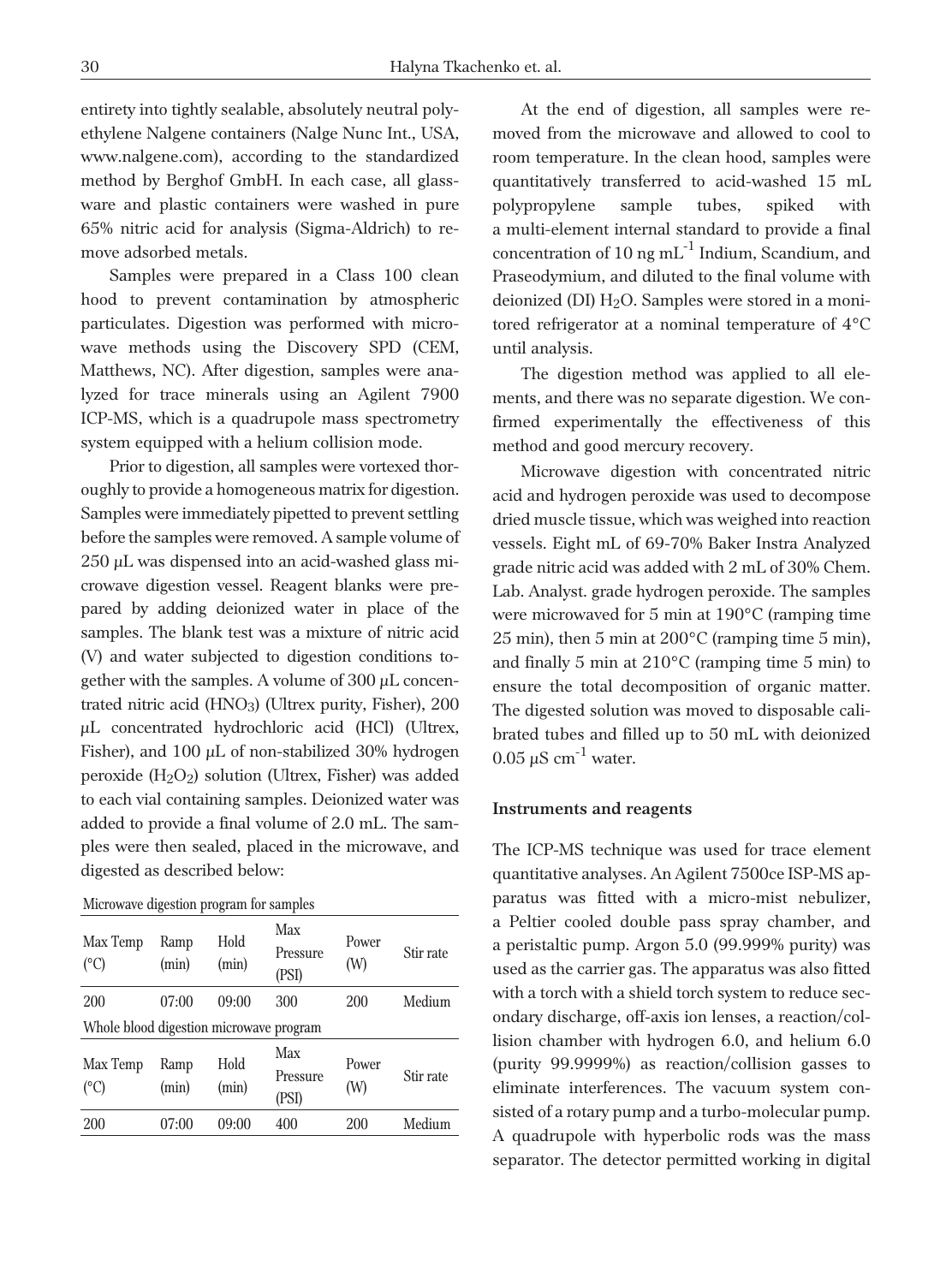entirety into tightly sealable, absolutely neutral polyethylene Nalgene containers (Nalge Nunc Int., USA, www.nalgene.com), according to the standardized method by Berghof GmbH. In each case, all glassware and plastic containers were washed in pure 65% nitric acid for analysis (Sigma-Aldrich) to remove adsorbed metals.

Samples were prepared in a Class 100 clean hood to prevent contamination by atmospheric particulates. Digestion was performed with microwave methods using the Discovery SPD (CEM, Matthews, NC). After digestion, samples were analyzed for trace minerals using an Agilent 7900 ICP-MS, which is a quadrupole mass spectrometry system equipped with a helium collision mode.

Prior to digestion, all samples were vortexed thoroughly to provide a homogeneous matrix for digestion. Samples were immediately pipetted to prevent settling before the samples were removed. A sample volume of 250 µL was dispensed into an acid-washed glass microwave digestion vessel. Reagent blanks were prepared by adding deionized water in place of the samples. The blank test was a mixture of nitric acid (V) and water subjected to digestion conditions together with the samples. A volume of 300 µL concentrated nitric acid ($HNO_3$) (Ultrex purity, Fisher), 200 µL concentrated hydrochloric acid (HCl) (Ultrex, Fisher), and 100 µL of non-stabilized 30% hydrogen peroxide ($H_2O_2$) solution (Ultrex, Fisher) was added to each vial containing samples. Deionized water was added to provide a final volume of 2.0 mL. The samples were then sealed, placed in the microwave, and digested as described below:

Microwave digestion program for samples

| Max Temp (°C) | Ramp (min) | Hold (min) | Max Pressure (PSI) | Power (W) | Stir rate |
|---|---|---|---|---|---|
| 200 | 07:00 | 09:00 | 300 | 200 | Medium |

Whole blood digestion microwave program

| Max Temp (°C) | Ramp (min) | Hold (min) | Max Pressure (PSI) | Power (W) | Stir rate |
|---|---|---|---|---|---|
| 200 | 07:00 | 09:00 | 400 | 200 | Medium |

At the end of digestion, all samples were removed from the microwave and allowed to cool to room temperature. In the clean hood, samples were quantitatively transferred to acid-washed 15 mL polypropylene sample tubes, spiked with a multi-element internal standard to provide a final concentration of 10 ng mL$^{-1}$ Indium, Scandium, and Praseodymium, and diluted to the final volume with deionized (DI) $H_2O$. Samples were stored in a monitored refrigerator at a nominal temperature of 4°C until analysis.

The digestion method was applied to all elements, and there was no separate digestion. We confirmed experimentally the effectiveness of this method and good mercury recovery.

Microwave digestion with concentrated nitric acid and hydrogen peroxide was used to decompose dried muscle tissue, which was weighed into reaction vessels. Eight mL of 69-70% Baker Instra Analyzed grade nitric acid was added with 2 mL of 30% Chem. Lab. Analyst. grade hydrogen peroxide. The samples were microwaved for 5 min at 190°C (ramping time 25 min), then 5 min at 200°C (ramping time 5 min), and finally 5 min at 210°C (ramping time 5 min) to ensure the total decomposition of organic matter. The digested solution was moved to disposable calibrated tubes and filled up to 50 mL with deionized 0.05 µS cm$^{-1}$ water.

#### Instruments and reagents

The ICP-MS technique was used for trace element quantitative analyses. An Agilent 7500ce ISP-MS apparatus was fitted with a micro-mist nebulizer, a Peltier cooled double pass spray chamber, and a peristaltic pump. Argon 5.0 (99.999% purity) was used as the carrier gas. The apparatus was also fitted with a torch with a shield torch system to reduce secondary discharge, off-axis ion lenses, a reaction/collision chamber with hydrogen 6.0, and helium 6.0 (purity 99.9999%) as reaction/collision gasses to eliminate interferences. The vacuum system consisted of a rotary pump and a turbo-molecular pump. A quadrupole with hyperbolic rods was the mass separator. The detector permitted working in digital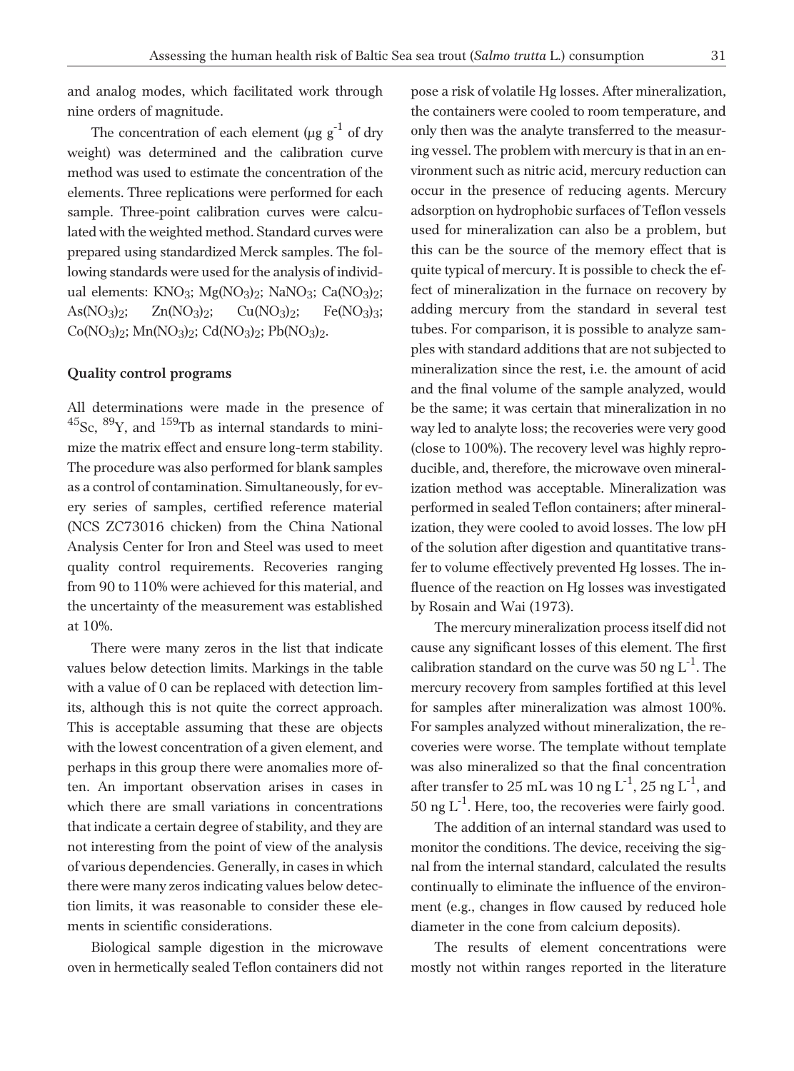and analog modes, which facilitated work through nine orders of magnitude.

The concentration of each element (μg $g^{-1}$ of dry weight) was determined and the calibration curve method was used to estimate the concentration of the elements. Three replications were performed for each sample. Three-point calibration curves were calculated with the weighted method. Standard curves were prepared using standardized Merck samples. The following standards were used for the analysis of individual elements: $KNO_3$; $Mg(NO_3)_2$; $NaNO_3$; $Ca(NO_3)_2$; $As(NO_3)_2$; $Zn(NO_3)_2$; $Cu(NO_3)_2$; $Fe(NO_3)_3$; $Co(NO_3)_2$; $Mn(NO_3)_2$; $Cd(NO_3)_2$; $Pb(NO_3)_2$.

### Quality control programs

All determinations were made in the presence of $^{45}Sc$, $^{89}Y$, and $^{159}Tb$ as internal standards to minimize the matrix effect and ensure long-term stability. The procedure was also performed for blank samples as a control of contamination. Simultaneously, for every series of samples, certified reference material (NCS ZC73016 chicken) from the China National Analysis Center for Iron and Steel was used to meet quality control requirements. Recoveries ranging from 90 to 110% were achieved for this material, and the uncertainty of the measurement was established at 10%.

There were many zeros in the list that indicate values below detection limits. Markings in the table with a value of 0 can be replaced with detection limits, although this is not quite the correct approach. This is acceptable assuming that these are objects with the lowest concentration of a given element, and perhaps in this group there were anomalies more often. An important observation arises in cases in which there are small variations in concentrations that indicate a certain degree of stability, and they are not interesting from the point of view of the analysis of various dependencies. Generally, in cases in which there were many zeros indicating values below detection limits, it was reasonable to consider these elements in scientific considerations.

Biological sample digestion in the microwave oven in hermetically sealed Teflon containers did not pose a risk of volatile Hg losses. After mineralization, the containers were cooled to room temperature, and only then was the analyte transferred to the measuring vessel. The problem with mercury is that in an environment such as nitric acid, mercury reduction can occur in the presence of reducing agents. Mercury adsorption on hydrophobic surfaces of Teflon vessels used for mineralization can also be a problem, but this can be the source of the memory effect that is quite typical of mercury. It is possible to check the effect of mineralization in the furnace on recovery by adding mercury from the standard in several test tubes. For comparison, it is possible to analyze samples with standard additions that are not subjected to mineralization since the rest, i.e. the amount of acid and the final volume of the sample analyzed, would be the same; it was certain that mineralization in no way led to analyte loss; the recoveries were very good (close to 100%). The recovery level was highly reproducible, and, therefore, the microwave oven mineralization method was acceptable. Mineralization was performed in sealed Teflon containers; after mineralization, they were cooled to avoid losses. The low pH of the solution after digestion and quantitative transfer to volume effectively prevented Hg losses. The influence of the reaction on Hg losses was investigated by Rosain and Wai (1973).

The mercury mineralization process itself did not cause any significant losses of this element. The first calibration standard on the curve was 50 ng $L^{-1}$. The mercury recovery from samples fortified at this level for samples after mineralization was almost 100%. For samples analyzed without mineralization, the recoveries were worse. The template without template was also mineralized so that the final concentration after transfer to 25 mL was 10 ng $L^{-1}$, 25 ng $L^{-1}$, and 50 ng $L^{-1}$. Here, too, the recoveries were fairly good.

The addition of an internal standard was used to monitor the conditions. The device, receiving the signal from the internal standard, calculated the results continually to eliminate the influence of the environment (e.g., changes in flow caused by reduced hole diameter in the cone from calcium deposits).

The results of element concentrations were mostly not within ranges reported in the literature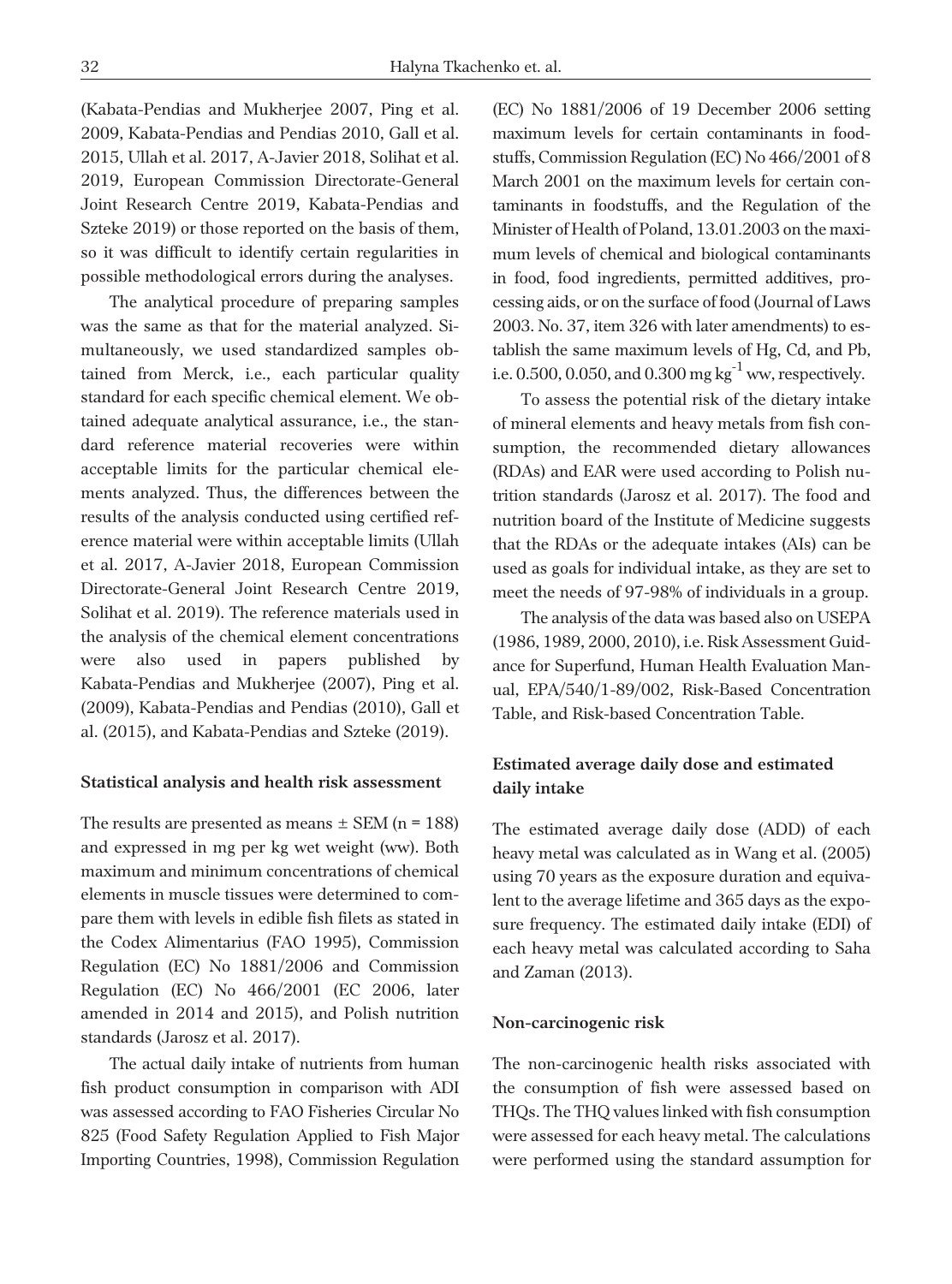(Kabata-Pendias and Mukherjee 2007, Ping et al. 2009, Kabata-Pendias and Pendias 2010, Gall et al. 2015, Ullah et al. 2017, A-Javier 2018, Solihat et al. 2019, European Commission Directorate-General Joint Research Centre 2019, Kabata-Pendias and Szteke 2019) or those reported on the basis of them, so it was difficult to identify certain regularities in possible methodological errors during the analyses.

The analytical procedure of preparing samples was the same as that for the material analyzed. Simultaneously, we used standardized samples obtained from Merck, i.e., each particular quality standard for each specific chemical element. We obtained adequate analytical assurance, i.e., the standard reference material recoveries were within acceptable limits for the particular chemical elements analyzed. Thus, the differences between the results of the analysis conducted using certified reference material were within acceptable limits (Ullah et al. 2017, A-Javier 2018, European Commission Directorate-General Joint Research Centre 2019, Solihat et al. 2019). The reference materials used in the analysis of the chemical element concentrations were also used in papers published by Kabata-Pendias and Mukherjee (2007), Ping et al. (2009), Kabata-Pendias and Pendias (2010), Gall et al. (2015), and Kabata-Pendias and Szteke (2019).

### Statistical analysis and health risk assessment

The results are presented as means ± SEM (n = 188) and expressed in mg per kg wet weight (ww). Both maximum and minimum concentrations of chemical elements in muscle tissues were determined to compare them with levels in edible fish filets as stated in the Codex Alimentarius (FAO 1995), Commission Regulation (EC) No 1881/2006 and Commission Regulation (EC) No 466/2001 (EC 2006, later amended in 2014 and 2015), and Polish nutrition standards (Jarosz et al. 2017).

The actual daily intake of nutrients from human fish product consumption in comparison with ADI was assessed according to FAO Fisheries Circular No 825 (Food Safety Regulation Applied to Fish Major Importing Countries, 1998), Commission Regulation (EC) No 1881/2006 of 19 December 2006 setting maximum levels for certain contaminants in foodstuffs, Commission Regulation (EC) No 466/2001 of 8 March 2001 on the maximum levels for certain contaminants in foodstuffs, and the Regulation of the Minister of Health of Poland, 13.01.2003 on the maximum levels of chemical and biological contaminants in food, food ingredients, permitted additives, processing aids, or on the surface of food (Journal of Laws 2003. No. 37, item 326 with later amendments) to establish the same maximum levels of Hg, Cd, and Pb, i.e. 0.500, 0.050, and 0.300 mg $kg^{-1}$ ww, respectively.

To assess the potential risk of the dietary intake of mineral elements and heavy metals from fish consumption, the recommended dietary allowances (RDAs) and EAR were used according to Polish nutrition standards (Jarosz et al. 2017). The food and nutrition board of the Institute of Medicine suggests that the RDAs or the adequate intakes (AIs) can be used as goals for individual intake, as they are set to meet the needs of 97-98% of individuals in a group.

The analysis of the data was based also on USEPA (1986, 1989, 2000, 2010), i.e. Risk Assessment Guidance for Superfund, Human Health Evaluation Manual, EPA/540/1-89/002, Risk-Based Concentration Table, and Risk-based Concentration Table.

### Estimated average daily dose and estimated daily intake

The estimated average daily dose (ADD) of each heavy metal was calculated as in Wang et al. (2005) using 70 years as the exposure duration and equivalent to the average lifetime and 365 days as the exposure frequency. The estimated daily intake (EDI) of each heavy metal was calculated according to Saha and Zaman (2013).

### Non-carcinogenic risk

The non-carcinogenic health risks associated with the consumption of fish were assessed based on THQs. The THQ values linked with fish consumption were assessed for each heavy metal. The calculations were performed using the standard assumption for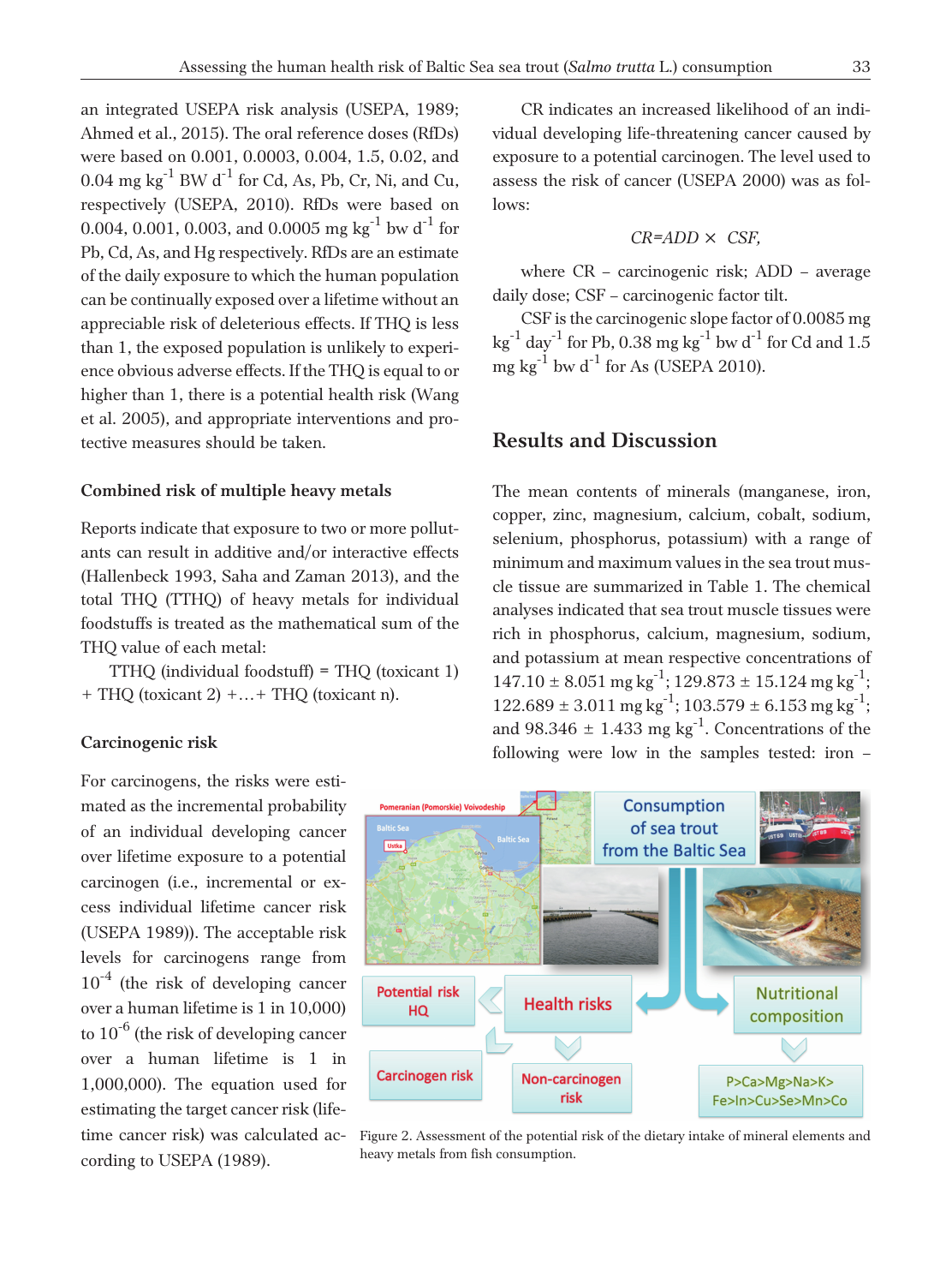an integrated USEPA risk analysis (USEPA, 1989; Ahmed et al., 2015). The oral reference doses (RfDs) were based on 0.001, 0.0003, 0.004, 1.5, 0.02, and 0.04 mg $kg^{-1}$ BW $d^{-1}$ for Cd, As, Pb, Cr, Ni, and Cu, respectively (USEPA, 2010). RfDs were based on 0.004, 0.001, 0.003, and 0.0005 mg $kg^{-1}$ bw $d^{-1}$ for Pb, Cd, As, and Hg respectively. RfDs are an estimate of the daily exposure to which the human population can be continually exposed over a lifetime without an appreciable risk of deleterious effects. If THQ is less than 1, the exposed population is unlikely to experience obvious adverse effects. If the THQ is equal to or higher than 1, there is a potential health risk (Wang et al. 2005), and appropriate interventions and protective measures should be taken.

### Combined risk of multiple heavy metals

Reports indicate that exposure to two or more pollutants can result in additive and/or interactive effects (Hallenbeck 1993, Saha and Zaman 2013), and the total THQ (TTHQ) of heavy metals for individual foodstuffs is treated as the mathematical sum of the THQ value of each metal:

TTHQ (individual foodstuff) = THQ (toxicant 1) + THQ (toxicant 2) +…+ THQ (toxicant n).

### Carcinogenic risk

For carcinogens, the risks were estimated as the incremental probability of an individual developing cancer over lifetime exposure to a potential carcinogen (i.e., incremental or excess individual lifetime cancer risk (USEPA 1989)). The acceptable risk levels for carcinogens range from $10^{-4}$ (the risk of developing cancer over a human lifetime is 1 in 10,000) to $10^{-6}$ (the risk of developing cancer over a human lifetime is 1 in 1,000,000). The equation used for estimating the target cancer risk (lifetime cancer risk) was calculated according to USEPA (1989).

CR indicates an increased likelihood of an individual developing life-threatening cancer caused by exposure to a potential carcinogen. The level used to assess the risk of cancer (USEPA 2000) was as follows:

$$CR = ADD \times CSF,$$

where CR – carcinogenic risk; ADD – average daily dose; CSF – carcinogenic factor tilt.

CSF is the carcinogenic slope factor of 0.0085 mg $kg^{-1}$ $day^{-1}$ for Pb, 0.38 mg $kg^{-1}$ bw $d^{-1}$ for Cd and 1.5 mg $kg^{-1}$ bw $d^{-1}$ for As (USEPA 2010).

## Results and Discussion

The mean contents of minerals (manganese, iron, copper, zinc, magnesium, calcium, cobalt, sodium, selenium, phosphorus, potassium) with a range of minimum and maximum values in the sea trout muscle tissue are summarized in Table 1. The chemical analyses indicated that sea trout muscle tissues were rich in phosphorus, calcium, magnesium, sodium, and potassium at mean respective concentrations of 147.10 ± 8.051 mg $kg^{-1}$; 129.873 ± 15.124 mg $kg^{-1}$; 122.689 ± 3.011 mg $kg^{-1}$; 103.579 ± 6.153 mg $kg^{-1}$; and 98.346 ± 1.433 mg $kg^{-1}$. Concentrations of the following were low in the samples tested: iron –

Pomeranian (Pomorskie) Voivodeship
Baltic Sea
Ustka
Baltic Sea
Consumption of sea trout from the Baltic Sea
Potential risk HQ
Health risks
Nutritional composition
Carcinogen risk
Non-carcinogen risk
P>Ca>Mg>Na>K>
Fe>In>Cu>Se>Mn>Co

Figure 2. Assessment of the potential risk of the dietary intake of mineral elements and heavy metals from fish consumption.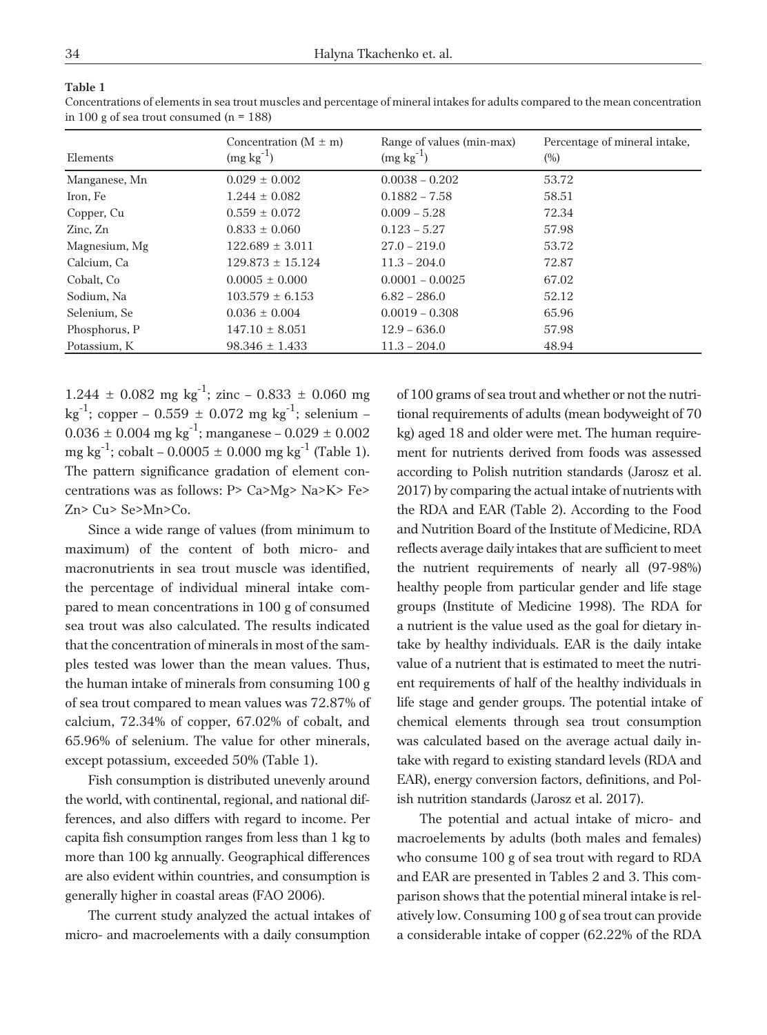**Table 1**

Concentrations of elements in sea trout muscles and percentage of mineral intakes for adults compared to the mean concentration in 100 g of sea trout consumed (n = 188)

| Elements | Concentration (M ± m) ($mg\ kg^{-1}$) | Range of values (min-max) ($mg\ kg^{-1}$) | Percentage of mineral intake, (%) |
|---|---|---|---|
| Manganese, Mn | 0.029 ± 0.002 | 0.0038 – 0.202 | 53.72 |
| Iron, Fe | 1.244 ± 0.082 | 0.1882 – 7.58 | 58.51 |
| Copper, Cu | 0.559 ± 0.072 | 0.009 – 5.28 | 72.34 |
| Zinc, Zn | 0.833 ± 0.060 | 0.123 – 5.27 | 57.98 |
| Magnesium, Mg | 122.689 ± 3.011 | 27.0 – 219.0 | 53.72 |
| Calcium, Ca | 129.873 ± 15.124 | 11.3 – 204.0 | 72.87 |
| Cobalt, Co | 0.0005 ± 0.000 | 0.0001 – 0.0025 | 67.02 |
| Sodium, Na | 103.579 ± 6.153 | 6.82 – 286.0 | 52.12 |
| Selenium, Se | 0.036 ± 0.004 | 0.0019 – 0.308 | 65.96 |
| Phosphorus, P | 147.10 ± 8.051 | 12.9 – 636.0 | 57.98 |
| Potassium, K | 98.346 ± 1.433 | 11.3 – 204.0 | 48.94 |

1.244 ± 0.082 $mg\ kg^{-1}$; zinc – 0.833 ± 0.060 $mg\ kg^{-1}$; copper – 0.559 ± 0.072 $mg\ kg^{-1}$; selenium – 0.036 ± 0.004 $mg\ kg^{-1}$; manganese – 0.029 ± 0.002 $mg\ kg^{-1}$; cobalt – 0.0005 ± 0.000 $mg\ kg^{-1}$ (Table 1). The pattern significance gradation of element concentrations was as follows: P> Ca>Mg> Na>K> Fe> Zn> Cu> Se>Mn>Co.

Since a wide range of values (from minimum to maximum) of the content of both micro- and macronutrients in sea trout muscle was identified, the percentage of individual mineral intake compared to mean concentrations in 100 g of consumed sea trout was also calculated. The results indicated that the concentration of minerals in most of the samples tested was lower than the mean values. Thus, the human intake of minerals from consuming 100 g of sea trout compared to mean values was 72.87% of calcium, 72.34% of copper, 67.02% of cobalt, and 65.96% of selenium. The value for other minerals, except potassium, exceeded 50% (Table 1).

Fish consumption is distributed unevenly around the world, with continental, regional, and national differences, and also differs with regard to income. Per capita fish consumption ranges from less than 1 kg to more than 100 kg annually. Geographical differences are also evident within countries, and consumption is generally higher in coastal areas (FAO 2006).

The current study analyzed the actual intakes of micro- and macroelements with a daily consumption of 100 grams of sea trout and whether or not the nutritional requirements of adults (mean bodyweight of 70 kg) aged 18 and older were met. The human requirement for nutrients derived from foods was assessed according to Polish nutrition standards (Jarosz et al. 2017) by comparing the actual intake of nutrients with the RDA and EAR (Table 2). According to the Food and Nutrition Board of the Institute of Medicine, RDA reflects average daily intakes that are sufficient to meet the nutrient requirements of nearly all (97-98%) healthy people from particular gender and life stage groups (Institute of Medicine 1998). The RDA for a nutrient is the value used as the goal for dietary intake by healthy individuals. EAR is the daily intake value of a nutrient that is estimated to meet the nutrient requirements of half of the healthy individuals in life stage and gender groups. The potential intake of chemical elements through sea trout consumption was calculated based on the average actual daily intake with regard to existing standard levels (RDA and EAR), energy conversion factors, definitions, and Polish nutrition standards (Jarosz et al. 2017).

The potential and actual intake of micro- and macroelements by adults (both males and females) who consume 100 g of sea trout with regard to RDA and EAR are presented in Tables 2 and 3. This comparison shows that the potential mineral intake is relatively low. Consuming 100 g of sea trout can provide a considerable intake of copper (62.22% of the RDA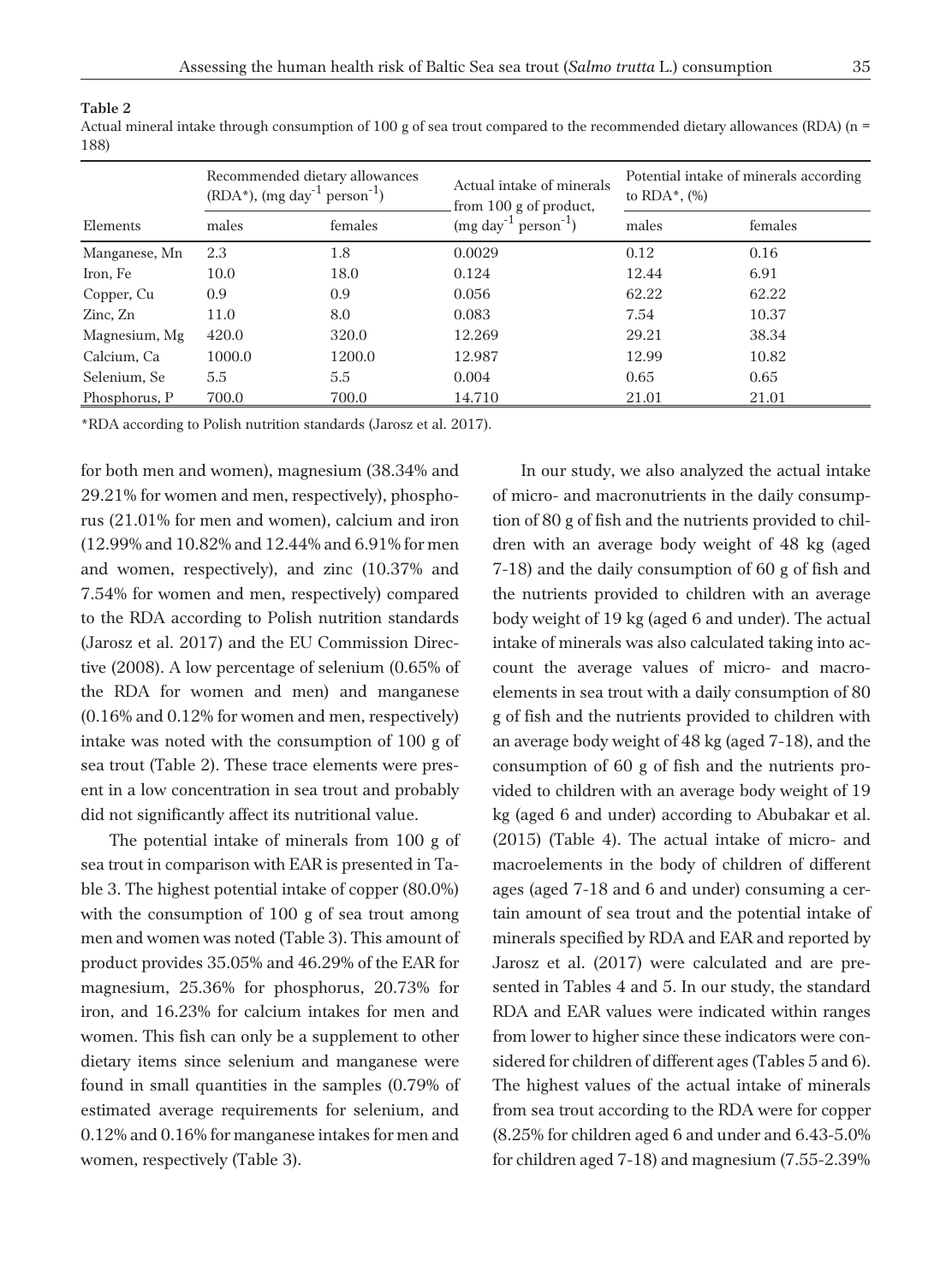**Table 2**

Actual mineral intake through consumption of 100 g of sea trout compared to the recommended dietary allowances (RDA) (n = 188)

| Elements | Recommended dietary allowances (RDA*), (mg day$^{-1}$ person$^{-1}$) | | Actual intake of minerals from 100 g of product, (mg day$^{-1}$ person$^{-1}$) | Potential intake of minerals according to RDA*, (%) | |
|---|---|---|---|---|---|
| | males | females | | males | females |
| Manganese, Mn | 2.3 | 1.8 | 0.0029 | 0.12 | 0.16 |
| Iron, Fe | 10.0 | 18.0 | 0.124 | 12.44 | 6.91 |
| Copper, Cu | 0.9 | 0.9 | 0.056 | 62.22 | 62.22 |
| Zinc, Zn | 11.0 | 8.0 | 0.083 | 7.54 | 10.37 |
| Magnesium, Mg | 420.0 | 320.0 | 12.269 | 29.21 | 38.34 |
| Calcium, Ca | 1000.0 | 1200.0 | 12.987 | 12.99 | 10.82 |
| Selenium, Se | 5.5 | 5.5 | 0.004 | 0.65 | 0.65 |
| Phosphorus, P | 700.0 | 700.0 | 14.710 | 21.01 | 21.01 |

*RDA according to Polish nutrition standards (Jarosz et al. 2017).

for both men and women), magnesium (38.34% and 29.21% for women and men, respectively), phosphorus (21.01% for men and women), calcium and iron (12.99% and 10.82% and 12.44% and 6.91% for men and women, respectively), and zinc (10.37% and 7.54% for women and men, respectively) compared to the RDA according to Polish nutrition standards (Jarosz et al. 2017) and the EU Commission Directive (2008). A low percentage of selenium (0.65% of the RDA for women and men) and manganese (0.16% and 0.12% for women and men, respectively) intake was noted with the consumption of 100 g of sea trout (Table 2). These trace elements were present in a low concentration in sea trout and probably did not significantly affect its nutritional value.

The potential intake of minerals from 100 g of sea trout in comparison with EAR is presented in Table 3. The highest potential intake of copper (80.0%) with the consumption of 100 g of sea trout among men and women was noted (Table 3). This amount of product provides 35.05% and 46.29% of the EAR for magnesium, 25.36% for phosphorus, 20.73% for iron, and 16.23% for calcium intakes for men and women. This fish can only be a supplement to other dietary items since selenium and manganese were found in small quantities in the samples (0.79% of estimated average requirements for selenium, and 0.12% and 0.16% for manganese intakes for men and women, respectively (Table 3).

In our study, we also analyzed the actual intake of micro- and macronutrients in the daily consumption of 80 g of fish and the nutrients provided to children with an average body weight of 48 kg (aged 7-18) and the daily consumption of 60 g of fish and the nutrients provided to children with an average body weight of 19 kg (aged 6 and under). The actual intake of minerals was also calculated taking into account the average values of micro- and macroelements in sea trout with a daily consumption of 80 g of fish and the nutrients provided to children with an average body weight of 48 kg (aged 7-18), and the consumption of 60 g of fish and the nutrients provided to children with an average body weight of 19 kg (aged 6 and under) according to Abubakar et al. (2015) (Table 4). The actual intake of micro- and macroelements in the body of children of different ages (aged 7-18 and 6 and under) consuming a certain amount of sea trout and the potential intake of minerals specified by RDA and EAR and reported by Jarosz et al. (2017) were calculated and are presented in Tables 4 and 5. In our study, the standard RDA and EAR values were indicated within ranges from lower to higher since these indicators were considered for children of different ages (Tables 5 and 6). The highest values of the actual intake of minerals from sea trout according to the RDA were for copper (8.25% for children aged 6 and under and 6.43-5.0% for children aged 7-18) and magnesium (7.55-2.39%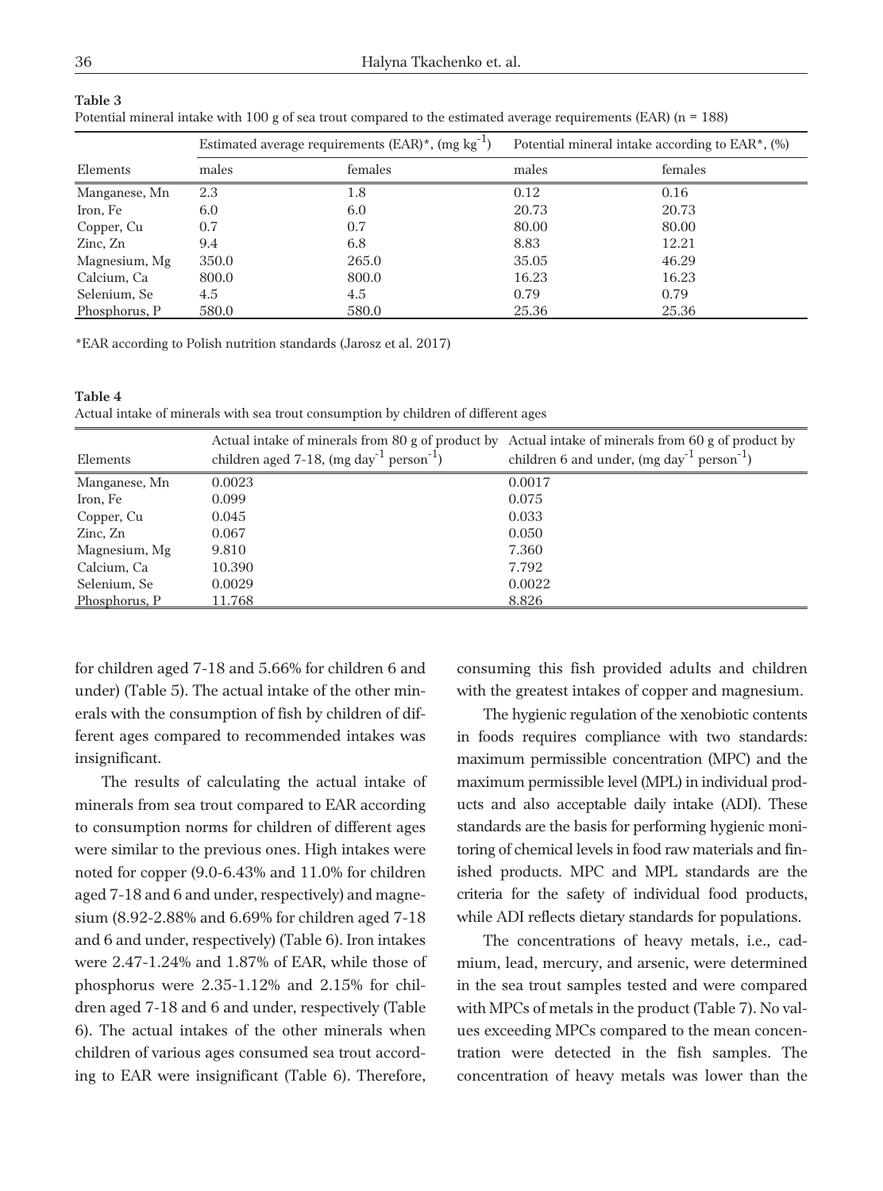**Table 3**
Potential mineral intake with 100 g of sea trout compared to the estimated average requirements (EAR) (n = 188)

| Elements | Estimated average requirements (EAR)*, (mg kg$^{-1}$) | | Potential mineral intake according to EAR*, (%) | |
|---|---|---|---|---|
| | males | females | males | females |
| Manganese, Mn | 2.3 | 1.8 | 0.12 | 0.16 |
| Iron, Fe | 6.0 | 6.0 | 20.73 | 20.73 |
| Copper, Cu | 0.7 | 0.7 | 80.00 | 80.00 |
| Zinc, Zn | 9.4 | 6.8 | 8.83 | 12.21 |
| Magnesium, Mg | 350.0 | 265.0 | 35.05 | 46.29 |
| Calcium, Ca | 800.0 | 800.0 | 16.23 | 16.23 |
| Selenium, Se | 4.5 | 4.5 | 0.79 | 0.79 |
| Phosphorus, P | 580.0 | 580.0 | 25.36 | 25.36 |

*EAR according to Polish nutrition standards (Jarosz et al. 2017)

**Table 4**
Actual intake of minerals with sea trout consumption by children of different ages

| Elements | Actual intake of minerals from 80 g of product by children aged 7-18, (mg day$^{-1}$ person$^{-1}$) | Actual intake of minerals from 60 g of product by children 6 and under, (mg day$^{-1}$ person$^{-1}$) |
|---|---|---|
| Manganese, Mn | 0.0023 | 0.0017 |
| Iron, Fe | 0.099 | 0.075 |
| Copper, Cu | 0.045 | 0.033 |
| Zinc, Zn | 0.067 | 0.050 |
| Magnesium, Mg | 9.810 | 7.360 |
| Calcium, Ca | 10.390 | 7.792 |
| Selenium, Se | 0.0029 | 0.0022 |
| Phosphorus, P | 11.768 | 8.826 |

for children aged 7-18 and 5.66% for children 6 and under) (Table 5). The actual intake of the other minerals with the consumption of fish by children of different ages compared to recommended intakes was insignificant.

The results of calculating the actual intake of minerals from sea trout compared to EAR according to consumption norms for children of different ages were similar to the previous ones. High intakes were noted for copper (9.0-6.43% and 11.0% for children aged 7-18 and 6 and under, respectively) and magnesium (8.92-2.88% and 6.69% for children aged 7-18 and 6 and under, respectively) (Table 6). Iron intakes were 2.47-1.24% and 1.87% of EAR, while those of phosphorus were 2.35-1.12% and 2.15% for children aged 7-18 and 6 and under, respectively (Table 6). The actual intakes of the other minerals when children of various ages consumed sea trout according to EAR were insignificant (Table 6). Therefore, consuming this fish provided adults and children with the greatest intakes of copper and magnesium.

The hygienic regulation of the xenobiotic contents in foods requires compliance with two standards: maximum permissible concentration (MPC) and the maximum permissible level (MPL) in individual products and also acceptable daily intake (ADI). These standards are the basis for performing hygienic monitoring of chemical levels in food raw materials and finished products. MPC and MPL standards are the criteria for the safety of individual food products, while ADI reflects dietary standards for populations.

The concentrations of heavy metals, i.e., cadmium, lead, mercury, and arsenic, were determined in the sea trout samples tested and were compared with MPCs of metals in the product (Table 7). No values exceeding MPCs compared to the mean concentration were detected in the fish samples. The concentration of heavy metals was lower than the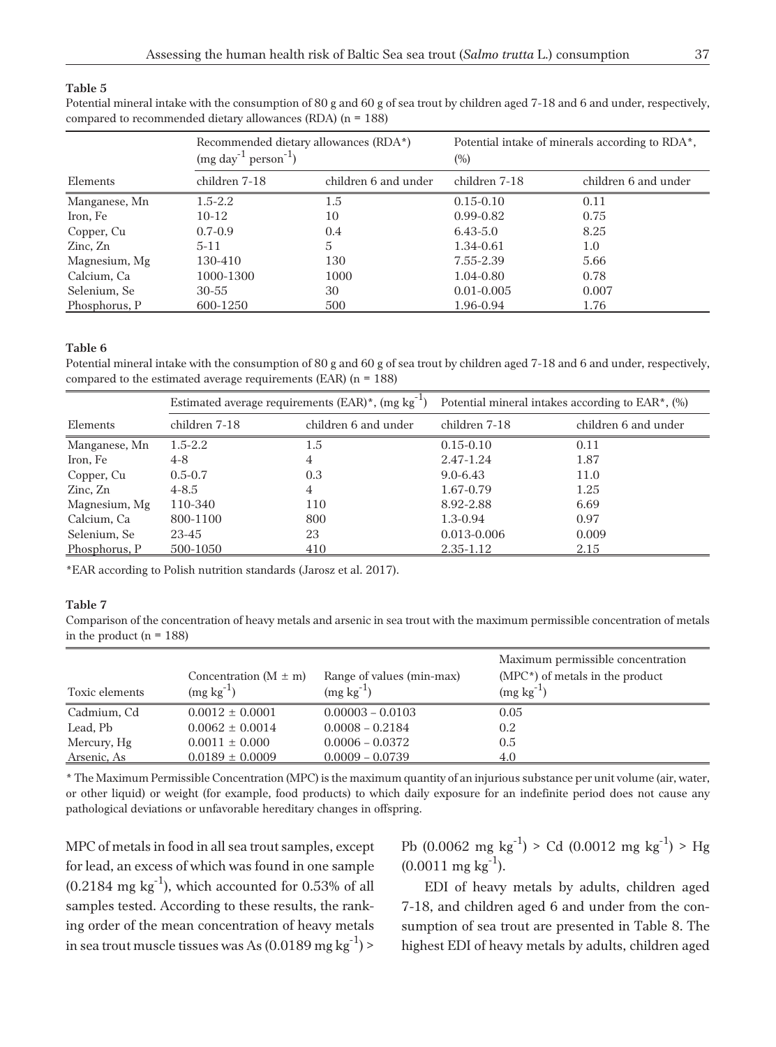**Table 5**

Potential mineral intake with the consumption of 80 g and 60 g of sea trout by children aged 7-18 and 6 and under, respectively, compared to recommended dietary allowances (RDA) (n = 188)

| Elements | Recommended dietary allowances (RDA*) (mg $day^{-1}$ $person^{-1}$) | | Potential intake of minerals according to RDA*, (%) | |
|---|---|---|---|---|
| | children 7-18 | children 6 and under | children 7-18 | children 6 and under |
| Manganese, Mn | 1.5-2.2 | 1.5 | 0.15-0.10 | 0.11 |
| Iron, Fe | 10-12 | 10 | 0.99-0.82 | 0.75 |
| Copper, Cu | 0.7-0.9 | 0.4 | 6.43-5.0 | 8.25 |
| Zinc, Zn | 5-11 | 5 | 1.34-0.61 | 1.0 |
| Magnesium, Mg | 130-410 | 130 | 7.55-2.39 | 5.66 |
| Calcium, Ca | 1000-1300 | 1000 | 1.04-0.80 | 0.78 |
| Selenium, Se | 30-55 | 30 | 0.01-0.005 | 0.007 |
| Phosphorus, P | 600-1250 | 500 | 1.96-0.94 | 1.76 |

**Table 6**

Potential mineral intake with the consumption of 80 g and 60 g of sea trout by children aged 7-18 and 6 and under, respectively, compared to the estimated average requirements (EAR) (n = 188)

| Elements | Estimated average requirements (EAR)*, (mg $kg^{-1}$) | | Potential mineral intakes according to EAR*, (%) | |
|---|---|---|---|---|
| | children 7-18 | children 6 and under | children 7-18 | children 6 and under |
| Manganese, Mn | 1.5-2.2 | 1.5 | 0.15-0.10 | 0.11 |
| Iron, Fe | 4-8 | 4 | 2.47-1.24 | 1.87 |
| Copper, Cu | 0.5-0.7 | 0.3 | 9.0-6.43 | 11.0 |
| Zinc, Zn | 4-8.5 | 4 | 1.67-0.79 | 1.25 |
| Magnesium, Mg | 110-340 | 110 | 8.92-2.88 | 6.69 |
| Calcium, Ca | 800-1100 | 800 | 1.3-0.94 | 0.97 |
| Selenium, Se | 23-45 | 23 | 0.013-0.006 | 0.009 |
| Phosphorus, P | 500-1050 | 410 | 2.35-1.12 | 2.15 |

*EAR according to Polish nutrition standards (Jarosz et al. 2017).

**Table 7**

Comparison of the concentration of heavy metals and arsenic in sea trout with the maximum permissible concentration of metals in the product (n = 188)

| Toxic elements | Concentration (M ± m) (mg $kg^{-1}$) | Range of values (min-max) (mg $kg^{-1}$) | Maximum permissible concentration (MPC*) of metals in the product (mg $kg^{-1}$) |
|---|---|---|---|
| Cadmium, Cd | 0.0012 ± 0.0001 | 0.00003 – 0.0103 | 0.05 |
| Lead, Pb | 0.0062 ± 0.0014 | 0.0008 – 0.2184 | 0.2 |
| Mercury, Hg | 0.0011 ± 0.000 | 0.0006 – 0.0372 | 0.5 |
| Arsenic, As | 0.0189 ± 0.0009 | 0.0009 – 0.0739 | 4.0 |

\* The Maximum Permissible Concentration (MPC) is the maximum quantity of an injurious substance per unit volume (air, water, or other liquid) or weight (for example, food products) to which daily exposure for an indefinite period does not cause any pathological deviations or unfavorable hereditary changes in offspring.

MPC of metals in food in all sea trout samples, except for lead, an excess of which was found in one sample (0.2184 mg $kg^{-1}$), which accounted for 0.53% of all samples tested. According to these results, the ranking order of the mean concentration of heavy metals in sea trout muscle tissues was As (0.0189 mg $kg^{-1}$) > Pb (0.0062 mg $kg^{-1}$) > Cd (0.0012 mg $kg^{-1}$) > Hg (0.0011 mg $kg^{-1}$).

EDI of heavy metals by adults, children aged 7-18, and children aged 6 and under from the consumption of sea trout are presented in Table 8. The highest EDI of heavy metals by adults, children aged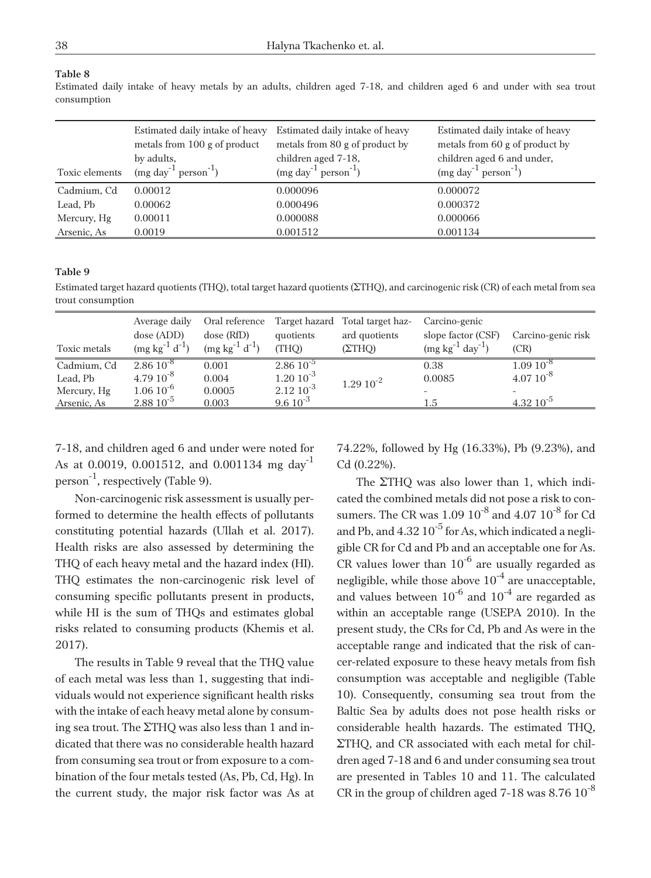**Table 8**

Estimated daily intake of heavy metals by an adults, children aged 7-18, and children aged 6 and under with sea trout consumption

| Toxic elements | Estimated daily intake of heavy metals from 100 g of product by adults, (mg $day^{-1}$ $person^{-1}$) | Estimated daily intake of heavy metals from 80 g of product by children aged 7-18, (mg $day^{-1}$ $person^{-1}$) | Estimated daily intake of heavy metals from 60 g of product by children aged 6 and under, (mg $day^{-1}$ $person^{-1}$) |
|---|---|---|---|
| Cadmium, Cd | 0.00012 | 0.000096 | 0.000072 |
| Lead, Pb | 0.00062 | 0.000496 | 0.000372 |
| Mercury, Hg | 0.00011 | 0.000088 | 0.000066 |
| Arsenic, As | 0.0019 | 0.001512 | 0.001134 |

**Table 9**

Estimated target hazard quotients (THQ), total target hazard quotients (ΣTHQ), and carcinogenic risk (CR) of each metal from sea trout consumption

| Toxic metals | Average daily dose (ADD) (mg $kg^{-1}$ $d^{-1}$) | Oral reference dose (RfD) (mg $kg^{-1}$ $d^{-1}$) | Target hazard quotients (THQ) | Total target hazard quotients (ΣTHQ) | Carcino-genic slope factor (CSF) (mg $kg^{-1}$ $day^{-1}$) | Carcino-genic risk (CR) |
|---|---|---|---|---|---|---|
| Cadmium, Cd | $2.86\ 10^{-8}$ | 0.001 | $2.86\ 10^{-5}$ | | 0.38 | $1.09\ 10^{-8}$ |
| Lead, Pb | $4.79\ 10^{-8}$ | 0.004 | $1.20\ 10^{-3}$ | $1.29\ 10^{-2}$ | 0.0085 | $4.07\ 10^{-8}$ |
| Mercury, Hg | $1.06\ 10^{-6}$ | 0.0005 | $2.12\ 10^{-3}$ | | - | - |
| Arsenic, As | $2.88\ 10^{-5}$ | 0.003 | $9.6\ 10^{-3}$ | | 1.5 | $4.32\ 10^{-5}$ |

7-18, and children aged 6 and under were noted for As at 0.0019, 0.001512, and 0.001134 mg $day^{-1}$ $person^{-1}$, respectively (Table 9).

Non-carcinogenic risk assessment is usually performed to determine the health effects of pollutants constituting potential hazards (Ullah et al. 2017). Health risks are also assessed by determining the THQ of each heavy metal and the hazard index (HI). THQ estimates the non-carcinogenic risk level of consuming specific pollutants present in products, while HI is the sum of THQs and estimates global risks related to consuming products (Khemis et al. 2017).

The results in Table 9 reveal that the THQ value of each metal was less than 1, suggesting that individuals would not experience significant health risks with the intake of each heavy metal alone by consuming sea trout. The ΣTHQ was also less than 1 and indicated that there was no considerable health hazard from consuming sea trout or from exposure to a combination of the four metals tested (As, Pb, Cd, Hg). In the current study, the major risk factor was As at 74.22%, followed by Hg (16.33%), Pb (9.23%), and Cd (0.22%).

The ΣTHQ was also lower than 1, which indicated the combined metals did not pose a risk to consumers. The CR was $1.09\ 10^{-8}$ and $4.07\ 10^{-8}$ for Cd and Pb, and $4.32\ 10^{-5}$ for As, which indicated a negligible CR for Cd and Pb and an acceptable one for As. CR values lower than $10^{-6}$ are usually regarded as negligible, while those above $10^{-4}$ are unacceptable, and values between $10^{-6}$ and $10^{-4}$ are regarded as within an acceptable range (USEPA 2010). In the present study, the CRs for Cd, Pb and As were in the acceptable range and indicated that the risk of cancer-related exposure to these heavy metals from fish consumption was acceptable and negligible (Table 10). Consequently, consuming sea trout from the Baltic Sea by adults does not pose health risks or considerable health hazards. The estimated THQ, ΣTHQ, and CR associated with each metal for children aged 7-18 and 6 and under consuming sea trout are presented in Tables 10 and 11. The calculated CR in the group of children aged 7-18 was $8.76\ 10^{-8}$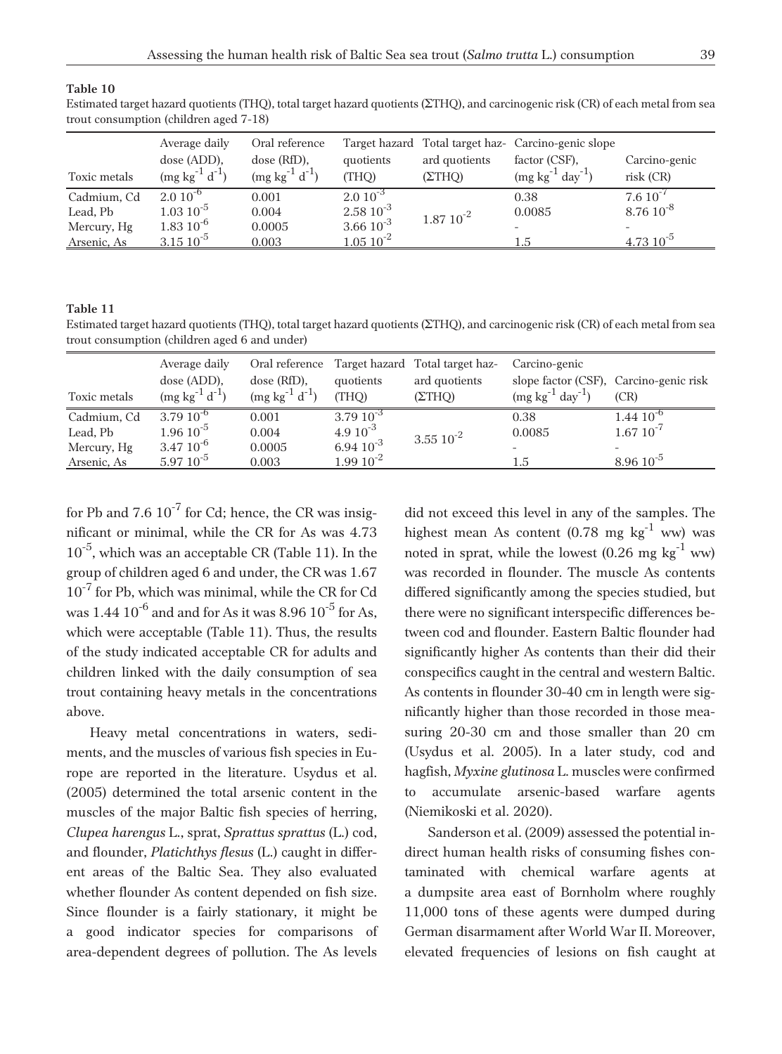**Table 10**
Estimated target hazard quotients (THQ), total target hazard quotients (ΣTHQ), and carcinogenic risk (CR) of each metal from sea trout consumption (children aged 7-18)

| Toxic metals | Average daily dose (ADD), ($mg\ kg^{-1}\ d^{-1}$) | Oral reference dose (RfD), ($mg\ kg^{-1}\ d^{-1}$) | Target hazard quotients (THQ) | Total target hazard quotients (ΣTHQ) | Carcino-genic slope factor (CSF), ($mg\ kg^{-1}\ day^{-1}$) | Carcino-genic risk (CR) |
|---|---|---|---|---|---|---|
| Cadmium, Cd | $2.0\ 10^{-6}$ | 0.001 | $2.0\ 10^{-3}$ | | 0.38 | $7.6\ 10^{-7}$ |
| Lead, Pb | $1.03\ 10^{-5}$ | 0.004 | $2.58\ 10^{-3}$ | $1.87\ 10^{-2}$ | 0.0085 | $8.76\ 10^{-8}$ |
| Mercury, Hg | $1.83\ 10^{-6}$ | 0.0005 | $3.66\ 10^{-3}$ | | - | - |
| Arsenic, As | $3.15\ 10^{-5}$ | 0.003 | $1.05\ 10^{-2}$ | | 1.5 | $4.73\ 10^{-5}$ |

**Table 11**
Estimated target hazard quotients (THQ), total target hazard quotients (ΣTHQ), and carcinogenic risk (CR) of each metal from sea trout consumption (children aged 6 and under)

| Toxic metals | Average daily dose (ADD), ($mg\ kg^{-1}\ d^{-1}$) | Oral reference dose (RfD), ($mg\ kg^{-1}\ d^{-1}$) | Target hazard quotients (THQ) | Total target hazard quotients (ΣTHQ) | Carcino-genic slope factor (CSF), ($mg\ kg^{-1}\ day^{-1}$) | Carcino-genic risk (CR) |
|---|---|---|---|---|---|---|
| Cadmium, Cd | $3.79\ 10^{-6}$ | 0.001 | $3.79\ 10^{-3}$ | | 0.38 | $1.44\ 10^{-6}$ |
| Lead, Pb | $1.96\ 10^{-5}$ | 0.004 | $4.9\ 10^{-3}$ | $3.55\ 10^{-2}$ | 0.0085 | $1.67\ 10^{-7}$ |
| Mercury, Hg | $3.47\ 10^{-6}$ | 0.0005 | $6.94\ 10^{-3}$ | | - | - |
| Arsenic, As | $5.97\ 10^{-5}$ | 0.003 | $1.99\ 10^{-2}$ | | 1.5 | $8.96\ 10^{-5}$ |

for Pb and $7.6\ 10^{-7}$ for Cd; hence, the CR was insignificant or minimal, while the CR for As was $4.73\ 10^{-5}$, which was an acceptable CR (Table 11). In the group of children aged 6 and under, the CR was $1.67\ 10^{-7}$ for Pb, which was minimal, while the CR for Cd was $1.44\ 10^{-6}$ and and for As it was $8.96\ 10^{-5}$ for As, which were acceptable (Table 11). Thus, the results of the study indicated acceptable CR for adults and children linked with the daily consumption of sea trout containing heavy metals in the concentrations above.

Heavy metal concentrations in waters, sediments, and the muscles of various fish species in Europe are reported in the literature. Usydus et al. (2005) determined the total arsenic content in the muscles of the major Baltic fish species of herring, *Clupea harengus* L., sprat, *Sprattus sprattus* (L.) cod, and flounder, *Platichthys flesus* (L.) caught in different areas of the Baltic Sea. They also evaluated whether flounder As content depended on fish size. Since flounder is a fairly stationary, it might be a good indicator species for comparisons of area-dependent degrees of pollution. The As levels did not exceed this level in any of the samples. The highest mean As content (0.78 mg $kg^{-1}$ ww) was noted in sprat, while the lowest (0.26 mg $kg^{-1}$ ww) was recorded in flounder. The muscle As contents differed significantly among the species studied, but there were no significant interspecific differences between cod and flounder. Eastern Baltic flounder had significantly higher As contents than their did their conspecifics caught in the central and western Baltic. As contents in flounder 30-40 cm in length were significantly higher than those recorded in those measuring 20-30 cm and those smaller than 20 cm (Usydus et al. 2005). In a later study, cod and hagfish, *Myxine glutinosa* L. muscles were confirmed to accumulate arsenic-based warfare agents (Niemikoski et al. 2020).

Sanderson et al. (2009) assessed the potential indirect human health risks of consuming fishes contaminated with chemical warfare agents at a dumpsite area east of Bornholm where roughly 11,000 tons of these agents were dumped during German disarmament after World War II. Moreover, elevated frequencies of lesions on fish caught at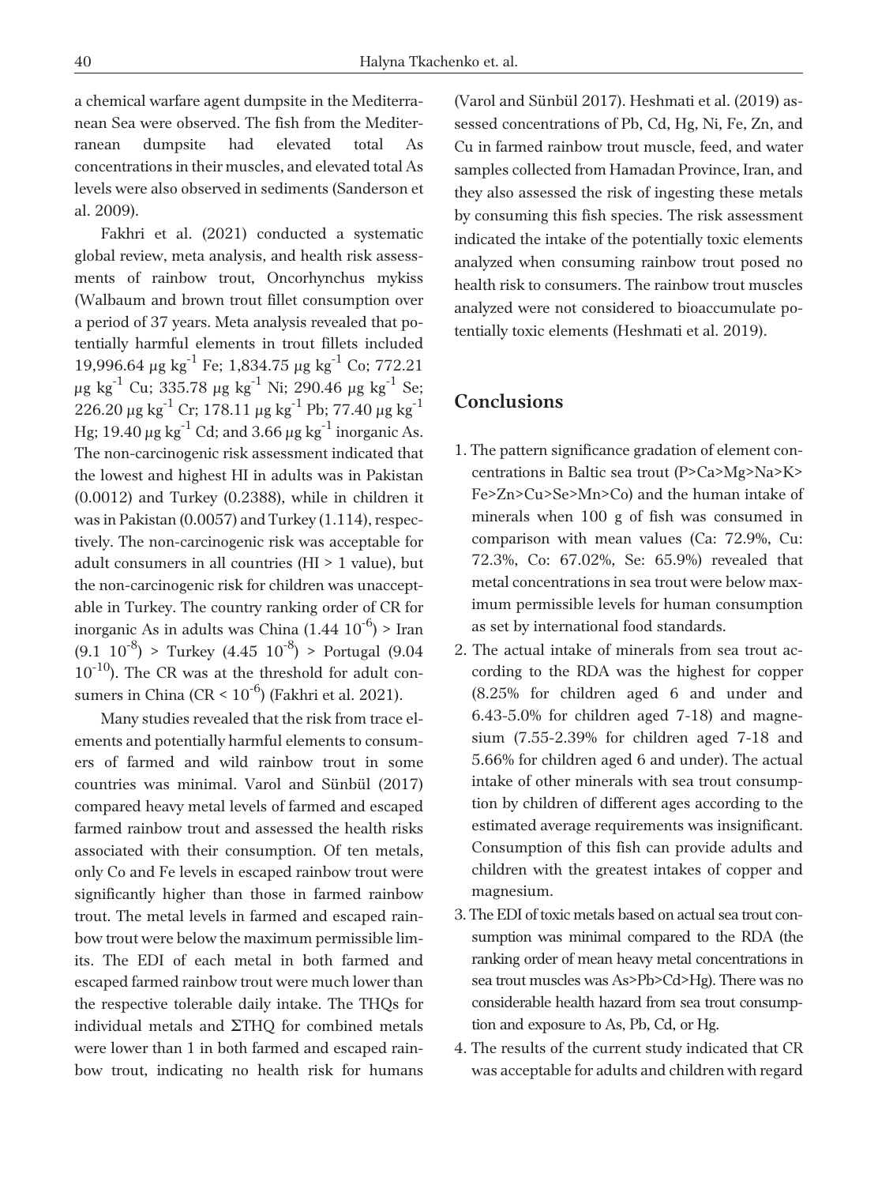a chemical warfare agent dumpsite in the Mediterranean Sea were observed. The fish from the Mediterranean dumpsite had elevated total As concentrations in their muscles, and elevated total As levels were also observed in sediments (Sanderson et al. 2009).

Fakhri et al. (2021) conducted a systematic global review, meta analysis, and health risk assessments of rainbow trout, Oncorhynchus mykiss (Walbaum and brown trout fillet consumption over a period of 37 years. Meta analysis revealed that potentially harmful elements in trout fillets included 19,996.64 μg $kg^{-1}$ Fe; 1,834.75 μg $kg^{-1}$ Co; 772.21 μg $kg^{-1}$ Cu; 335.78 μg $kg^{-1}$ Ni; 290.46 μg $kg^{-1}$ Se; 226.20 μg $kg^{-1}$ Cr; 178.11 μg $kg^{-1}$ Pb; 77.40 μg $kg^{-1}$ Hg; 19.40 μg $kg^{-1}$ Cd; and 3.66 μg $kg^{-1}$ inorganic As. The non-carcinogenic risk assessment indicated that the lowest and highest HI in adults was in Pakistan (0.0012) and Turkey (0.2388), while in children it was in Pakistan (0.0057) and Turkey (1.114), respectively. The non-carcinogenic risk was acceptable for adult consumers in all countries (HI > 1 value), but the non-carcinogenic risk for children was unacceptable in Turkey. The country ranking order of CR for inorganic As in adults was China (1.44 $10^{-6}$) > Iran (9.1 $10^{-8}$) > Turkey (4.45 $10^{-8}$) > Portugal (9.04 $10^{-10}$). The CR was at the threshold for adult consumers in China (CR < $10^{-6}$) (Fakhri et al. 2021).

Many studies revealed that the risk from trace elements and potentially harmful elements to consumers of farmed and wild rainbow trout in some countries was minimal. Varol and Sünbül (2017) compared heavy metal levels of farmed and escaped farmed rainbow trout and assessed the health risks associated with their consumption. Of ten metals, only Co and Fe levels in escaped rainbow trout were significantly higher than those in farmed rainbow trout. The metal levels in farmed and escaped rainbow trout were below the maximum permissible limits. The EDI of each metal in both farmed and escaped farmed rainbow trout were much lower than the respective tolerable daily intake. The THQs for individual metals and ΣTHQ for combined metals were lower than 1 in both farmed and escaped rainbow trout, indicating no health risk for humans (Varol and Sünbül 2017). Heshmati et al. (2019) assessed concentrations of Pb, Cd, Hg, Ni, Fe, Zn, and Cu in farmed rainbow trout muscle, feed, and water samples collected from Hamadan Province, Iran, and they also assessed the risk of ingesting these metals by consuming this fish species. The risk assessment indicated the intake of the potentially toxic elements analyzed when consuming rainbow trout posed no health risk to consumers. The rainbow trout muscles analyzed were not considered to bioaccumulate potentially toxic elements (Heshmati et al. 2019).

## Conclusions

1. The pattern significance gradation of element concentrations in Baltic sea trout (P>Ca>Mg>Na>K>Fe>Zn>Cu>Se>Mn>Co) and the human intake of minerals when 100 g of fish was consumed in comparison with mean values (Ca: 72.9%, Cu: 72.3%, Co: 67.02%, Se: 65.9%) revealed that metal concentrations in sea trout were below maximum permissible levels for human consumption as set by international food standards.
2. The actual intake of minerals from sea trout according to the RDA was the highest for copper (8.25% for children aged 6 and under and 6.43-5.0% for children aged 7-18) and magnesium (7.55-2.39% for children aged 7-18 and 5.66% for children aged 6 and under). The actual intake of other minerals with sea trout consumption by children of different ages according to the estimated average requirements was insignificant. Consumption of this fish can provide adults and children with the greatest intakes of copper and magnesium.
3. The EDI of toxic metals based on actual sea trout consumption was minimal compared to the RDA (the ranking order of mean heavy metal concentrations in sea trout muscles was As>Pb>Cd>Hg). There was no considerable health hazard from sea trout consumption and exposure to As, Pb, Cd, or Hg.
4. The results of the current study indicated that CR was acceptable for adults and children with regard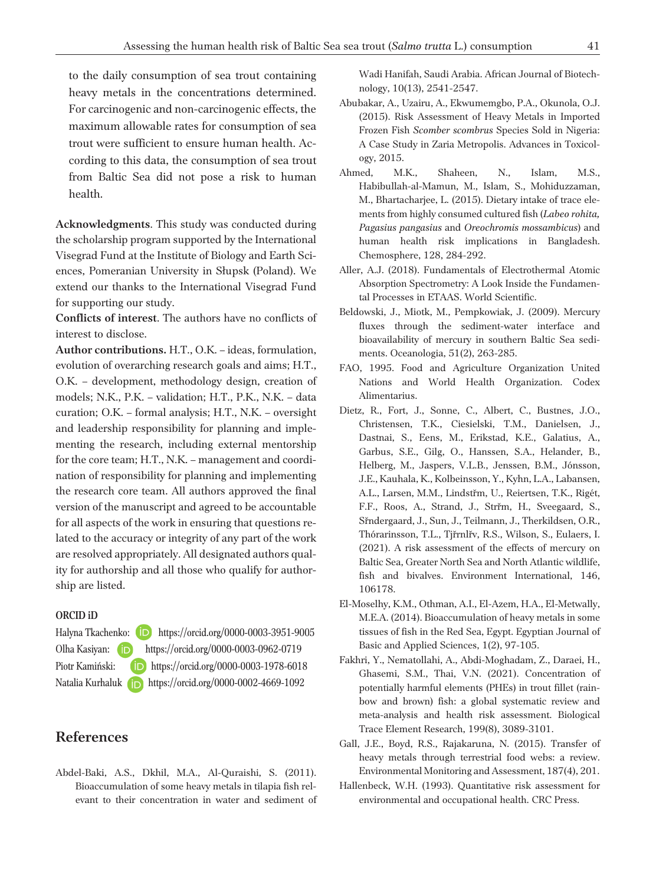to the daily consumption of sea trout containing heavy metals in the concentrations determined. For carcinogenic and non-carcinogenic effects, the maximum allowable rates for consumption of sea trout were sufficient to ensure human health. According to this data, the consumption of sea trout from Baltic Sea did not pose a risk to human health.

**Acknowledgments**. This study was conducted during the scholarship program supported by the International Visegrad Fund at the Institute of Biology and Earth Sciences, Pomeranian University in Słupsk (Poland). We extend our thanks to the International Visegrad Fund for supporting our study.

**Conflicts of interest**. The authors have no conflicts of interest to disclose.

**Author contributions.** H.T., O.K. – ideas, formulation, evolution of overarching research goals and aims; H.T., O.K. – development, methodology design, creation of models; N.K., P.K. – validation; H.T., P.K., N.K. – data curation; O.K. – formal analysis; H.T., N.K. – oversight and leadership responsibility for planning and implementing the research, including external mentorship for the core team; H.T., N.K. – management and coordination of responsibility for planning and implementing the research core team. All authors approved the final version of the manuscript and agreed to be accountable for all aspects of the work in ensuring that questions related to the accuracy or integrity of any part of the work are resolved appropriately. All designated authors quality for authorship and all those who qualify for authorship are listed.

### ORCID iD

Halyna Tkachenko: https://orcid.org/0000-0003-3951-9005
Olha Kasiyan: https://orcid.org/0000-0003-0962-0719
Piotr Kamiński: https://orcid.org/0000-0003-1978-6018
Natalia Kurhaluk: https://orcid.org/0000-0002-4669-1092

## References

Abdel-Baki, A.S., Dkhil, M.A., Al-Quraishi, S. (2011). Bioaccumulation of some heavy metals in tilapia fish relevant to their concentration in water and sediment of Wadi Hanifah, Saudi Arabia. African Journal of Biotechnology, 10(13), 2541-2547.

Abubakar, A., Uzairu, A., Ekwumemgbo, P.A., Okunola, O.J. (2015). Risk Assessment of Heavy Metals in Imported Frozen Fish *Scomber scombrus* Species Sold in Nigeria: A Case Study in Zaria Metropolis. Advances in Toxicology, 2015.

Ahmed, M.K., Shaheen, N., Islam, M.S., Habibullah-al-Mamun, M., Islam, S., Mohiduzzaman, M., Bhartacharjee, L. (2015). Dietary intake of trace elements from highly consumed cultured fish (*Labeo rohita, Pagasius pangasius* and *Oreochromis mossambicus*) and human health risk implications in Bangladesh. Chemosphere, 128, 284-292.

Aller, A.J. (2018). Fundamentals of Electrothermal Atomic Absorption Spectrometry: A Look Inside the Fundamental Processes in ETAAS. World Scientific.

Beldowski, J., Miotk, M., Pempkowiak, J. (2009). Mercury fluxes through the sediment-water interface and bioavailability of mercury in southern Baltic Sea sediments. Oceanologia, 51(2), 263-285.

FAO, 1995. Food and Agriculture Organization United Nations and World Health Organization. Codex Alimentarius.

Dietz, R., Fort, J., Sonne, C., Albert, C., Bustnes, J.O., Christensen, T.K., Ciesielski, T.M., Danielsen, J., Dastnai, S., Eens, M., Erikstad, K.E., Galatius, A., Garbus, S.E., Gilg, O., Hanssen, S.A., Helander, B., Helberg, M., Jaspers, V.L.B., Jenssen, B.M., Jónsson, J.E., Kauhala, K., Kolbeinsson, Y., Kyhn, L.A., Labansen, A.L., Larsen, M.M., Lindstřm, U., Reiertsen, T.K., Rigét, F.F., Roos, A., Strand, J., Střm, H., Sveegaard, S., Sřndergaard, J., Sun, J., Teilmann, J., Therkildsen, O.R., Thórarinsson, T.L., Tjřrnlřv, R.S., Wilson, S., Eulaers, I. (2021). A risk assessment of the effects of mercury on Baltic Sea, Greater North Sea and North Atlantic wildlife, fish and bivalves. Environment International, 146, 106178.

El-Moselhy, K.M., Othman, A.I., El-Azem, H.A., El-Metwally, M.E.A. (2014). Bioaccumulation of heavy metals in some tissues of fish in the Red Sea, Egypt. Egyptian Journal of Basic and Applied Sciences, 1(2), 97-105.

Fakhri, Y., Nematollahi, A., Abdi-Moghadam, Z., Daraei, H., Ghasemi, S.M., Thai, V.N. (2021). Concentration of potentially harmful elements (PHEs) in trout fillet (rainbow and brown) fish: a global systematic review and meta-analysis and health risk assessment. Biological Trace Element Research, 199(8), 3089-3101.

Gall, J.E., Boyd, R.S., Rajakaruna, N. (2015). Transfer of heavy metals through terrestrial food webs: a review. Environmental Monitoring and Assessment, 187(4), 201.

Hallenbeck, W.H. (1993). Quantitative risk assessment for environmental and occupational health. CRC Press.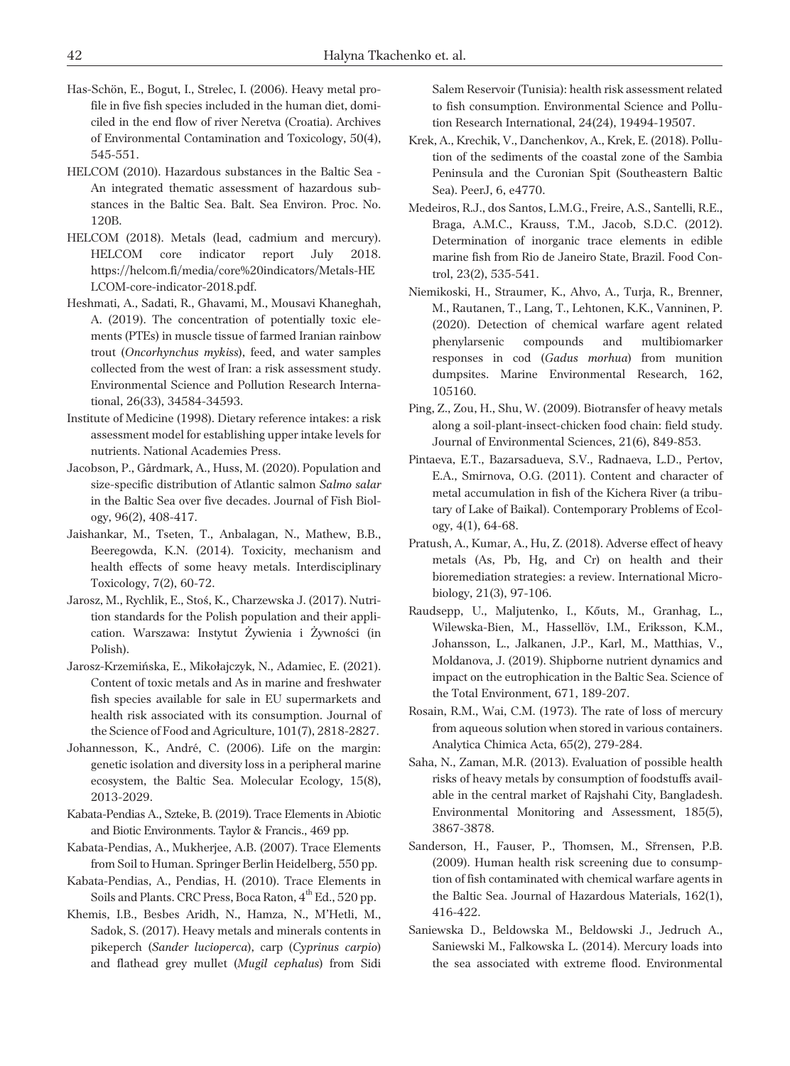Has-Schön, E., Bogut, I., Strelec, I. (2006). Heavy metal profile in five fish species included in the human diet, domiciled in the end flow of river Neretva (Croatia). Archives of Environmental Contamination and Toxicology, 50(4), 545-551.

HELCOM (2010). Hazardous substances in the Baltic Sea - An integrated thematic assessment of hazardous substances in the Baltic Sea. Balt. Sea Environ. Proc. No. 120B.

HELCOM (2018). Metals (lead, cadmium and mercury). HELCOM core indicator report July 2018. https://helcom.fi/media/core%20indicators/Metals-HELCOM-core-indicator-2018.pdf.

Heshmati, A., Sadati, R., Ghavami, M., Mousavi Khaneghah, A. (2019). The concentration of potentially toxic elements (PTEs) in muscle tissue of farmed Iranian rainbow trout (*Oncorhynchus mykiss*), feed, and water samples collected from the west of Iran: a risk assessment study. Environmental Science and Pollution Research International, 26(33), 34584-34593.

Institute of Medicine (1998). Dietary reference intakes: a risk assessment model for establishing upper intake levels for nutrients. National Academies Press.

Jacobson, P., Gårdmark, A., Huss, M. (2020). Population and size-specific distribution of Atlantic salmon *Salmo salar* in the Baltic Sea over five decades. Journal of Fish Biology, 96(2), 408-417.

Jaishankar, M., Tseten, T., Anbalagan, N., Mathew, B.B., Beeregowda, K.N. (2014). Toxicity, mechanism and health effects of some heavy metals. Interdisciplinary Toxicology, 7(2), 60-72.

Jarosz, M., Rychlik, E., Stoś, K., Charzewska J. (2017). Nutrition standards for the Polish population and their application. Warszawa: Instytut Żywienia i Żywności (in Polish).

Jarosz-Krzemińska, E., Mikołajczyk, N., Adamiec, E. (2021). Content of toxic metals and As in marine and freshwater fish species available for sale in EU supermarkets and health risk associated with its consumption. Journal of the Science of Food and Agriculture, 101(7), 2818-2827.

Johannesson, K., André, C. (2006). Life on the margin: genetic isolation and diversity loss in a peripheral marine ecosystem, the Baltic Sea. Molecular Ecology, 15(8), 2013-2029.

Kabata-Pendias A., Szteke, B. (2019). Trace Elements in Abiotic and Biotic Environments. Taylor & Francis., 469 pp.

Kabata-Pendias, A., Mukherjee, A.B. (2007). Trace Elements from Soil to Human. Springer Berlin Heidelberg, 550 pp.

Kabata-Pendias, A., Pendias, H. (2010). Trace Elements in Soils and Plants. CRC Press, Boca Raton, 4th Ed., 520 pp.

Khemis, I.B., Besbes Aridh, N., Hamza, N., M'Hetli, M., Sadok, S. (2017). Heavy metals and minerals contents in pikeperch (*Sander lucioperca*), carp (*Cyprinus carpio*) and flathead grey mullet (*Mugil cephalus*) from Sidi Salem Reservoir (Tunisia): health risk assessment related to fish consumption. Environmental Science and Pollution Research International, 24(24), 19494-19507.

Krek, A., Krechik, V., Danchenkov, A., Krek, E. (2018). Pollution of the sediments of the coastal zone of the Sambia Peninsula and the Curonian Spit (Southeastern Baltic Sea). PeerJ, 6, e4770.

Medeiros, R.J., dos Santos, L.M.G., Freire, A.S., Santelli, R.E., Braga, A.M.C., Krauss, T.M., Jacob, S.D.C. (2012). Determination of inorganic trace elements in edible marine fish from Rio de Janeiro State, Brazil. Food Control, 23(2), 535-541.

Niemikoski, H., Straumer, K., Ahvo, A., Turja, R., Brenner, M., Rautanen, T., Lang, T., Lehtonen, K.K., Vanninen, P. (2020). Detection of chemical warfare agent related phenylarsenic compounds and multibiomarker responses in cod (*Gadus morhua*) from munition dumpsites. Marine Environmental Research, 162, 105160.

Ping, Z., Zou, H., Shu, W. (2009). Biotransfer of heavy metals along a soil-plant-insect-chicken food chain: field study. Journal of Environmental Sciences, 21(6), 849-853.

Pintaeva, E.T., Bazarsadueva, S.V., Radnaeva, L.D., Pertov, E.A., Smirnova, O.G. (2011). Content and character of metal accumulation in fish of the Kichera River (a tributary of Lake of Baikal). Contemporary Problems of Ecology, 4(1), 64-68.

Pratush, A., Kumar, A., Hu, Z. (2018). Adverse effect of heavy metals (As, Pb, Hg, and Cr) on health and their bioremediation strategies: a review. International Microbiology, 21(3), 97-106.

Raudsepp, U., Maljutenko, I., Kõuts, M., Granhag, L., Wilewska-Bien, M., Hassellöv, I.M., Eriksson, K.M., Johansson, L., Jalkanen, J.P., Karl, M., Matthias, V., Moldanova, J. (2019). Shipborne nutrient dynamics and impact on the eutrophication in the Baltic Sea. Science of the Total Environment, 671, 189-207.

Rosain, R.M., Wai, C.M. (1973). The rate of loss of mercury from aqueous solution when stored in various containers. Analytica Chimica Acta, 65(2), 279-284.

Saha, N., Zaman, M.R. (2013). Evaluation of possible health risks of heavy metals by consumption of foodstuffs available in the central market of Rajshahi City, Bangladesh. Environmental Monitoring and Assessment, 185(5), 3867-3878.

Sanderson, H., Fauser, P., Thomsen, M., Sřrensen, P.B. (2009). Human health risk screening due to consumption of fish contaminated with chemical warfare agents in the Baltic Sea. Journal of Hazardous Materials, 162(1), 416-422.

Saniewska D., Beldowska M., Beldowski J., Jedruch A., Saniewski M., Falkowska L. (2014). Mercury loads into the sea associated with extreme flood. Environmental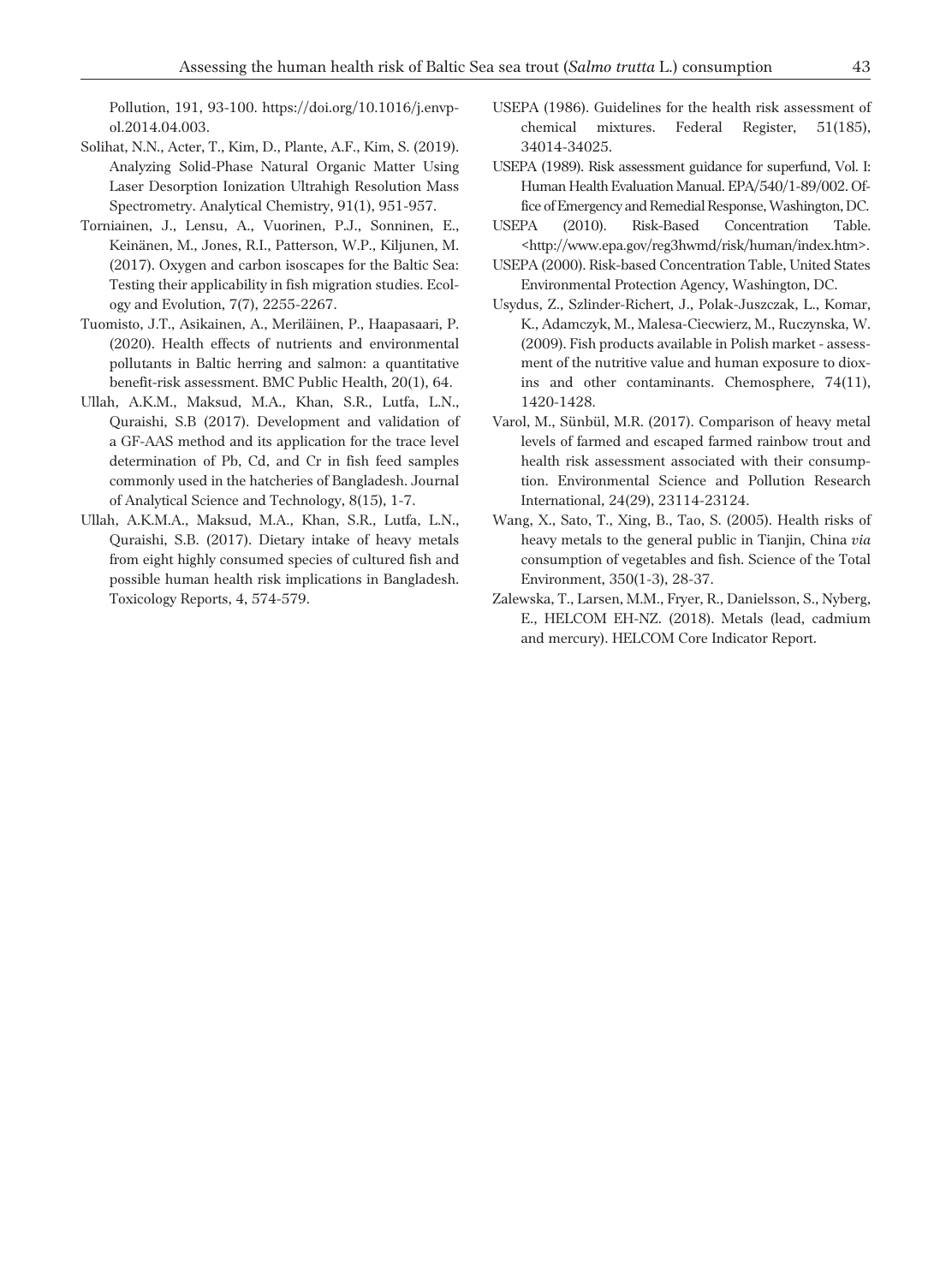Pollution, 191, 93-100. https://doi.org/10.1016/j.envpol.2014.04.003.

Solihat, N.N., Acter, T., Kim, D., Plante, A.F., Kim, S. (2019). Analyzing Solid-Phase Natural Organic Matter Using Laser Desorption Ionization Ultrahigh Resolution Mass Spectrometry. Analytical Chemistry, 91(1), 951-957.

Torniainen, J., Lensu, A., Vuorinen, P.J., Sonninen, E., Keinänen, M., Jones, R.I., Patterson, W.P., Kiljunen, M. (2017). Oxygen and carbon isoscapes for the Baltic Sea: Testing their applicability in fish migration studies. Ecology and Evolution, 7(7), 2255-2267.

Tuomisto, J.T., Asikainen, A., Meriläinen, P., Haapasaari, P. (2020). Health effects of nutrients and environmental pollutants in Baltic herring and salmon: a quantitative benefit-risk assessment. BMC Public Health, 20(1), 64.

Ullah, A.K.M., Maksud, M.A., Khan, S.R., Lutfa, L.N., Quraishi, S.B (2017). Development and validation of a GF-AAS method and its application for the trace level determination of Pb, Cd, and Cr in fish feed samples commonly used in the hatcheries of Bangladesh. Journal of Analytical Science and Technology, 8(15), 1-7.

Ullah, A.K.M.A., Maksud, M.A., Khan, S.R., Lutfa, L.N., Quraishi, S.B. (2017). Dietary intake of heavy metals from eight highly consumed species of cultured fish and possible human health risk implications in Bangladesh. Toxicology Reports, 4, 574-579.

USEPA (1986). Guidelines for the health risk assessment of chemical mixtures. Federal Register, 51(185), 34014-34025.

USEPA (1989). Risk assessment guidance for superfund, Vol. I: Human Health Evaluation Manual. EPA/540/1-89/002. Office of Emergency and Remedial Response, Washington, DC.

USEPA (2010). Risk-Based Concentration Table. <http://www.epa.gov/reg3hwmd/risk/human/index.htm>.

USEPA (2000). Risk-based Concentration Table, United States Environmental Protection Agency, Washington, DC.

Usydus, Z., Szlinder-Richert, J., Polak-Juszczak, L., Komar, K., Adamczyk, M., Malesa-Ciecwierz, M., Ruczynska, W. (2009). Fish products available in Polish market - assessment of the nutritive value and human exposure to dioxins and other contaminants. Chemosphere, 74(11), 1420-1428.

Varol, M., Sünbül, M.R. (2017). Comparison of heavy metal levels of farmed and escaped farmed rainbow trout and health risk assessment associated with their consumption. Environmental Science and Pollution Research International, 24(29), 23114-23124.

Wang, X., Sato, T., Xing, B., Tao, S. (2005). Health risks of heavy metals to the general public in Tianjin, China *via* consumption of vegetables and fish. Science of the Total Environment, 350(1-3), 28-37.

Zalewska, T., Larsen, M.M., Fryer, R., Danielsson, S., Nyberg, E., HELCOM EH-NZ. (2018). Metals (lead, cadmium and mercury). HELCOM Core Indicator Report.